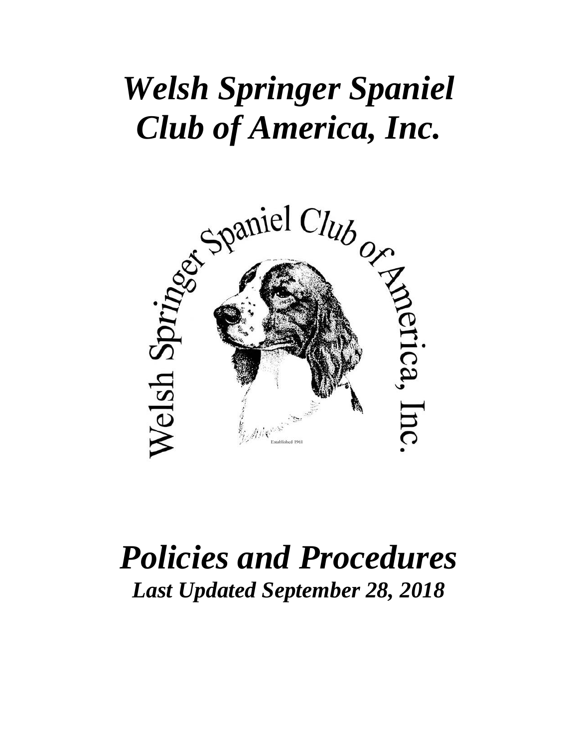# *Welsh Springer Spaniel Club of America, Inc.*

# *Policies and Procedures*

***Last Updated September 28, 2018***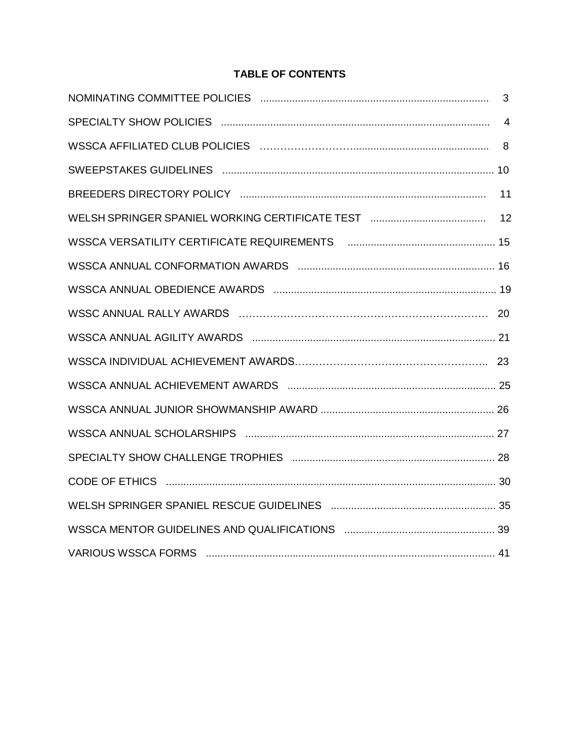**TABLE OF CONTENTS**

| | |
|---|---|
| NOMINATING COMMITTEE POLICIES | 3 |
| SPECIALTY SHOW POLICIES | 4 |
| WSSCA AFFILIATED CLUB POLICIES | 8 |
| SWEEPSTAKES GUIDELINES | 10 |
| BREEDERS DIRECTORY POLICY | 11 |
| WELSH SPRINGER SPANIEL WORKING CERTIFICATE TEST | 12 |
| WSSCA VERSATILITY CERTIFICATE REQUIREMENTS | 15 |
| WSSCA ANNUAL CONFORMATION AWARDS | 16 |
| WSSCA ANNUAL OBEDIENCE AWARDS | 19 |
| WSSC ANNUAL RALLY AWARDS | 20 |
| WSSCA ANNUAL AGILITY AWARDS | 21 |
| WSSCA INDIVIDUAL ACHIEVEMENT AWARDS | 23 |
| WSSCA ANNUAL ACHIEVEMENT AWARDS | 25 |
| WSSCA ANNUAL JUNIOR SHOWMANSHIP AWARD | 26 |
| WSSCA ANNUAL SCHOLARSHIPS | 27 |
| SPECIALTY SHOW CHALLENGE TROPHIES | 28 |
| CODE OF ETHICS | 30 |
| WELSH SPRINGER SPANIEL RESCUE GUIDELINES | 35 |
| WSSCA MENTOR GUIDELINES AND QUALIFICATIONS | 39 |
| VARIOUS WSSCA FORMS | 41 |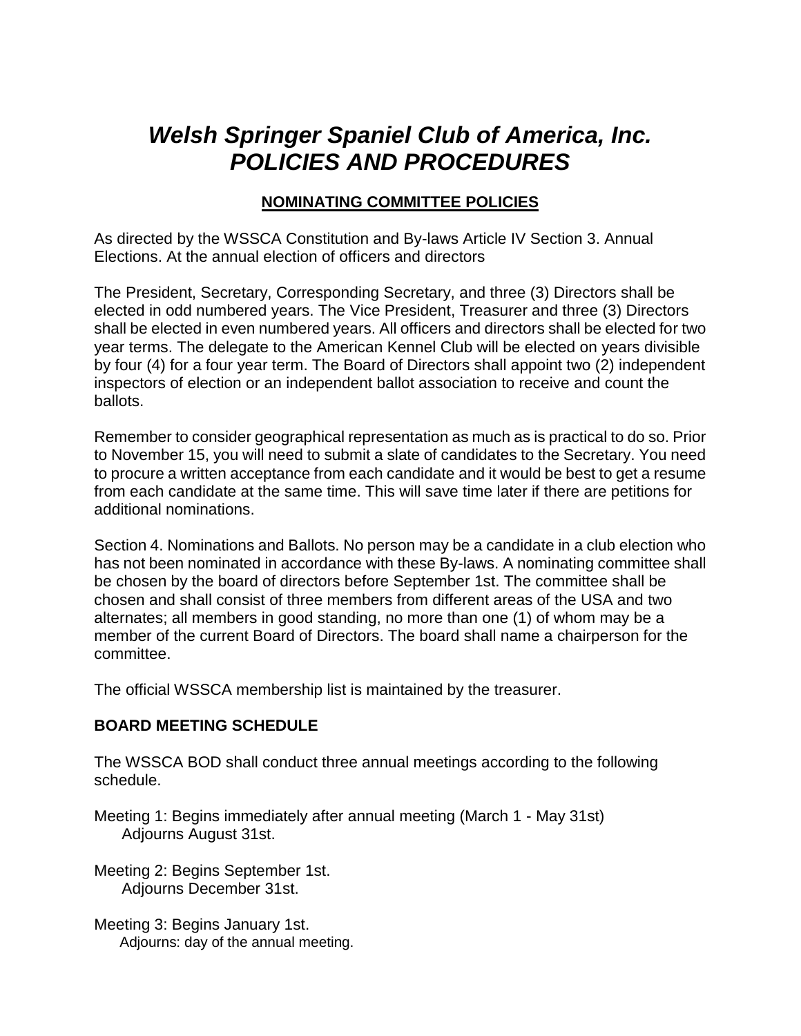# *Welsh Springer Spaniel Club of America, Inc. POLICIES AND PROCEDURES*

## NOMINATING COMMITTEE POLICIES

As directed by the WSSCA Constitution and By-laws Article IV Section 3. Annual Elections. At the annual election of officers and directors

The President, Secretary, Corresponding Secretary, and three (3) Directors shall be elected in odd numbered years. The Vice President, Treasurer and three (3) Directors shall be elected in even numbered years. All officers and directors shall be elected for two year terms. The delegate to the American Kennel Club will be elected on years divisible by four (4) for a four year term. The Board of Directors shall appoint two (2) independent inspectors of election or an independent ballot association to receive and count the ballots.

Remember to consider geographical representation as much as is practical to do so. Prior to November 15, you will need to submit a slate of candidates to the Secretary. You need to procure a written acceptance from each candidate and it would be best to get a resume from each candidate at the same time. This will save time later if there are petitions for additional nominations.

Section 4. Nominations and Ballots. No person may be a candidate in a club election who has not been nominated in accordance with these By-laws. A nominating committee shall be chosen by the board of directors before September 1st. The committee shall be chosen and shall consist of three members from different areas of the USA and two alternates; all members in good standing, no more than one (1) of whom may be a member of the current Board of Directors. The board shall name a chairperson for the committee.

The official WSSCA membership list is maintained by the treasurer.

**BOARD MEETING SCHEDULE**

The WSSCA BOD shall conduct three annual meetings according to the following schedule.

Meeting 1: Begins immediately after annual meeting (March 1 - May 31st)
Adjourns August 31st.

Meeting 2: Begins September 1st.
Adjourns December 31st.

Meeting 3: Begins January 1st.
Adjourns: day of the annual meeting.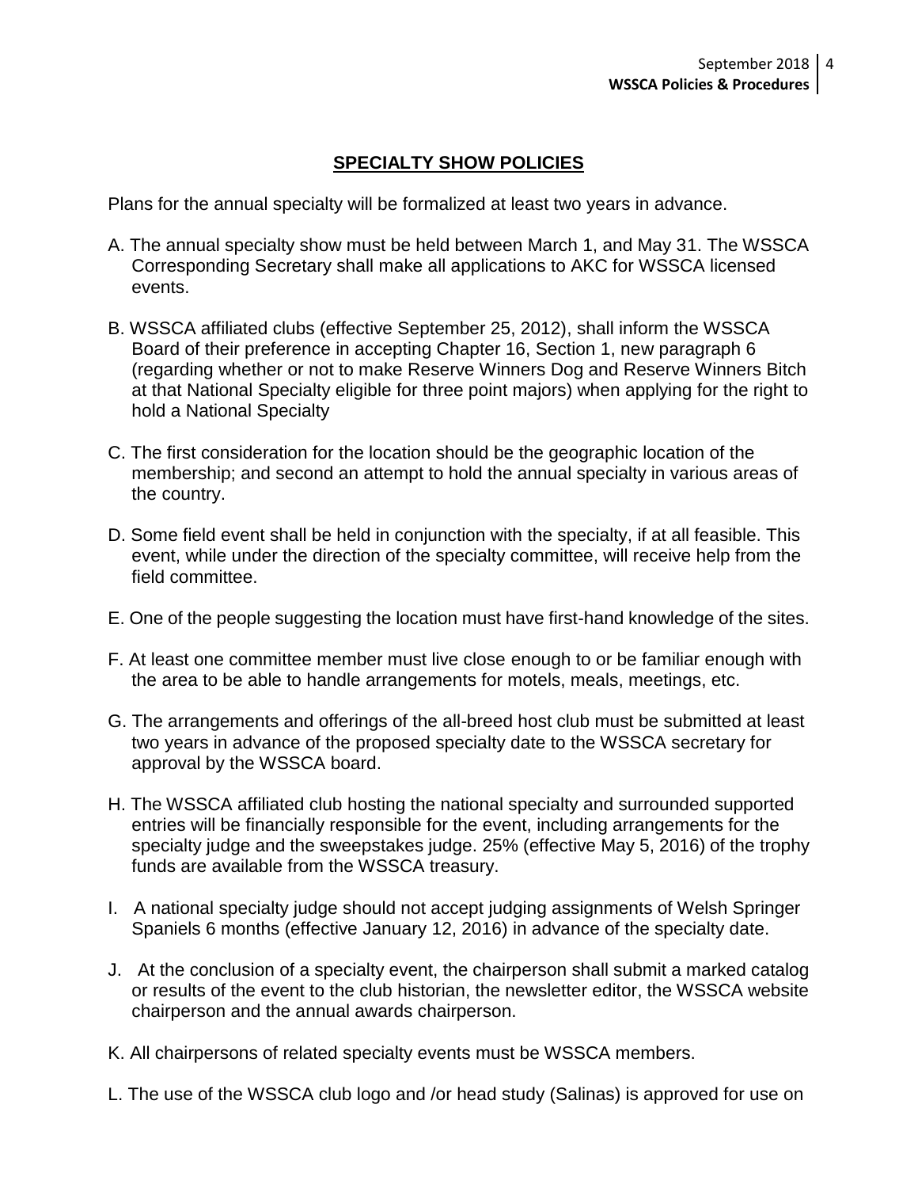## SPECIALTY SHOW POLICIES

Plans for the annual specialty will be formalized at least two years in advance.

A. The annual specialty show must be held between March 1, and May 31. The WSSCA Corresponding Secretary shall make all applications to AKC for WSSCA licensed events.

B. WSSCA affiliated clubs (effective September 25, 2012), shall inform the WSSCA Board of their preference in accepting Chapter 16, Section 1, new paragraph 6 (regarding whether or not to make Reserve Winners Dog and Reserve Winners Bitch at that National Specialty eligible for three point majors) when applying for the right to hold a National Specialty

C. The first consideration for the location should be the geographic location of the membership; and second an attempt to hold the annual specialty in various areas of the country.

D. Some field event shall be held in conjunction with the specialty, if at all feasible. This event, while under the direction of the specialty committee, will receive help from the field committee.

E. One of the people suggesting the location must have first-hand knowledge of the sites.

F. At least one committee member must live close enough to or be familiar enough with the area to be able to handle arrangements for motels, meals, meetings, etc.

G. The arrangements and offerings of the all-breed host club must be submitted at least two years in advance of the proposed specialty date to the WSSCA secretary for approval by the WSSCA board.

H. The WSSCA affiliated club hosting the national specialty and surrounded supported entries will be financially responsible for the event, including arrangements for the specialty judge and the sweepstakes judge. 25% (effective May 5, 2016) of the trophy funds are available from the WSSCA treasury.

I. A national specialty judge should not accept judging assignments of Welsh Springer Spaniels 6 months (effective January 12, 2016) in advance of the specialty date.

J. At the conclusion of a specialty event, the chairperson shall submit a marked catalog or results of the event to the club historian, the newsletter editor, the WSSCA website chairperson and the annual awards chairperson.

K. All chairpersons of related specialty events must be WSSCA members.

L. The use of the WSSCA club logo and /or head study (Salinas) is approved for use on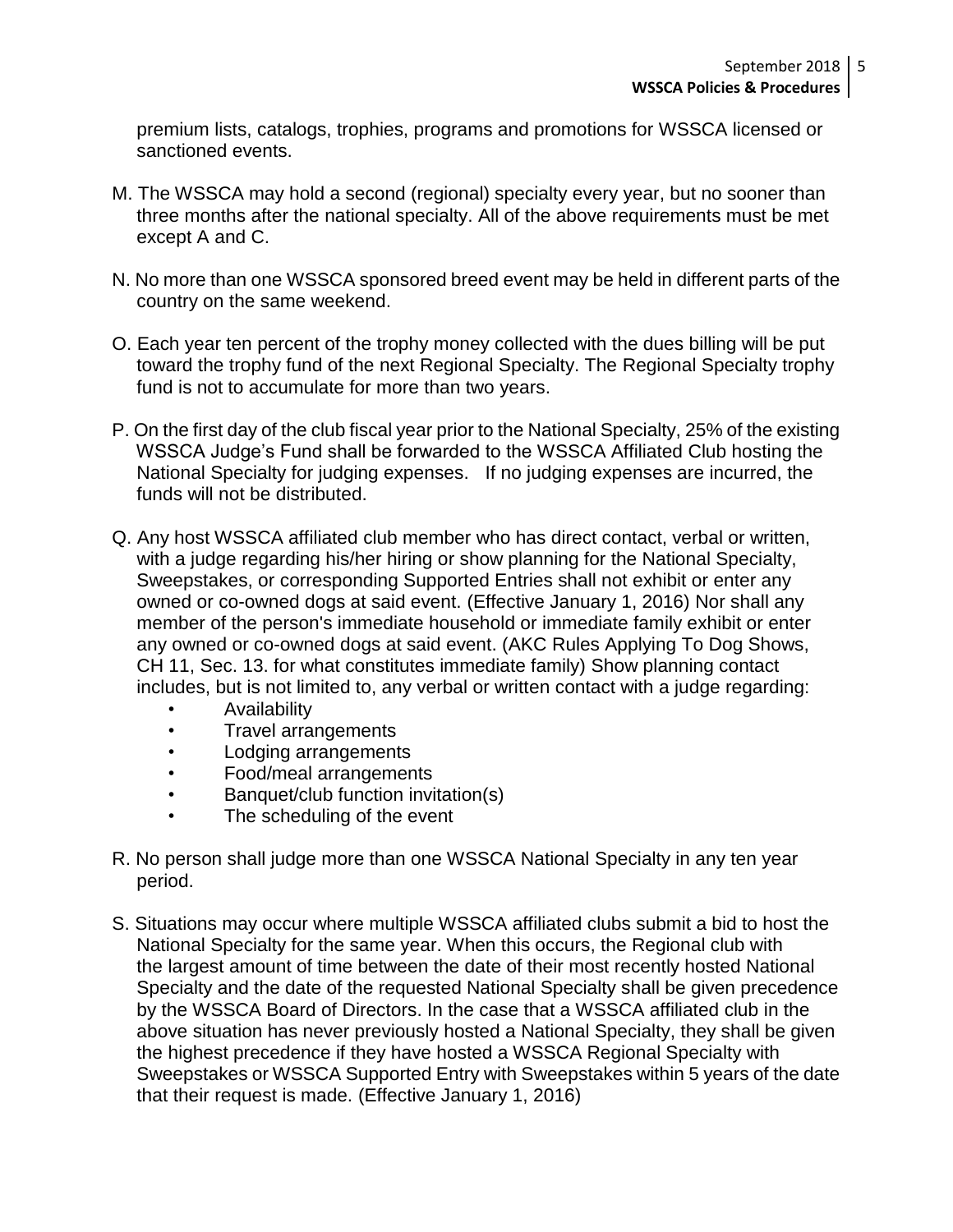premium lists, catalogs, trophies, programs and promotions for WSSCA licensed or sanctioned events.

M. The WSSCA may hold a second (regional) specialty every year, but no sooner than three months after the national specialty. All of the above requirements must be met except A and C.

N. No more than one WSSCA sponsored breed event may be held in different parts of the country on the same weekend.

O. Each year ten percent of the trophy money collected with the dues billing will be put toward the trophy fund of the next Regional Specialty. The Regional Specialty trophy fund is not to accumulate for more than two years.

P. On the first day of the club fiscal year prior to the National Specialty, 25% of the existing WSSCA Judge's Fund shall be forwarded to the WSSCA Affiliated Club hosting the National Specialty for judging expenses. If no judging expenses are incurred, the funds will not be distributed.

Q. Any host WSSCA affiliated club member who has direct contact, verbal or written, with a judge regarding his/her hiring or show planning for the National Specialty, Sweepstakes, or corresponding Supported Entries shall not exhibit or enter any owned or co-owned dogs at said event. (Effective January 1, 2016) Nor shall any member of the person's immediate household or immediate family exhibit or enter any owned or co-owned dogs at said event. (AKC Rules Applying To Dog Shows, CH 11, Sec. 13. for what constitutes immediate family) Show planning contact includes, but is not limited to, any verbal or written contact with a judge regarding:

- Availability
- Travel arrangements
- Lodging arrangements
- Food/meal arrangements
- Banquet/club function invitation(s)
- The scheduling of the event

R. No person shall judge more than one WSSCA National Specialty in any ten year period.

S. Situations may occur where multiple WSSCA affiliated clubs submit a bid to host the National Specialty for the same year. When this occurs, the Regional club with the largest amount of time between the date of their most recently hosted National Specialty and the date of the requested National Specialty shall be given precedence by the WSSCA Board of Directors. In the case that a WSSCA affiliated club in the above situation has never previously hosted a National Specialty, they shall be given the highest precedence if they have hosted a WSSCA Regional Specialty with Sweepstakes or WSSCA Supported Entry with Sweepstakes within 5 years of the date that their request is made. (Effective January 1, 2016)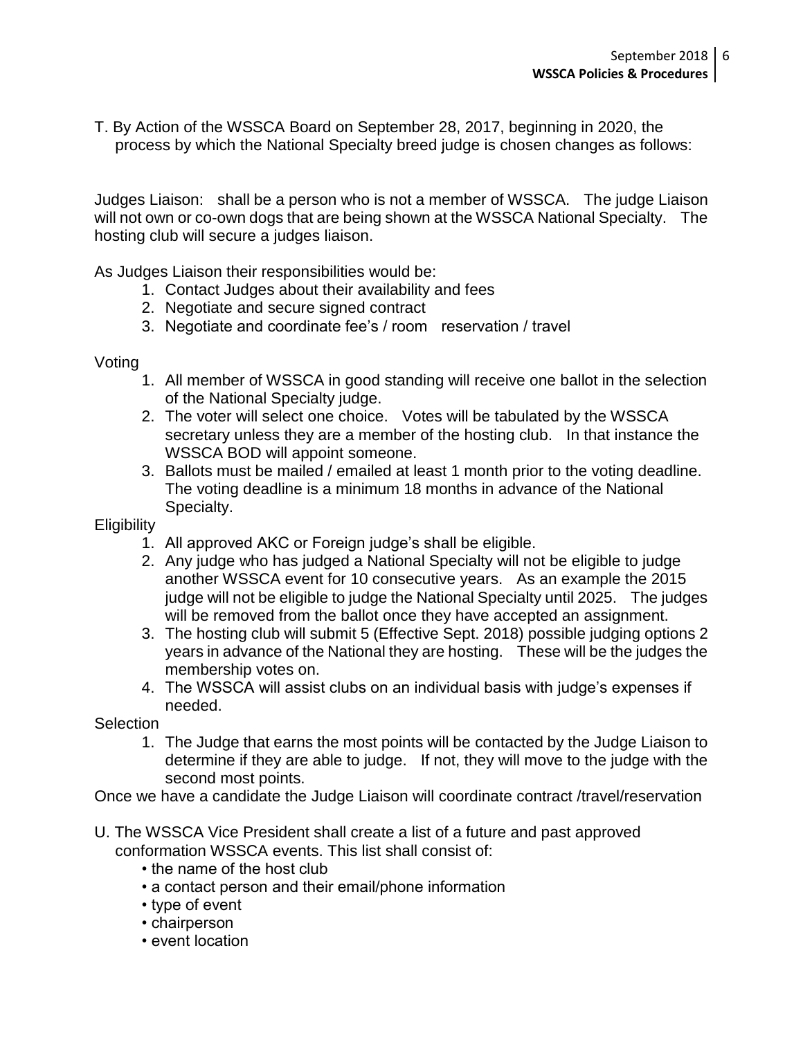T. By Action of the WSSCA Board on September 28, 2017, beginning in 2020, the process by which the National Specialty breed judge is chosen changes as follows:

Judges Liaison: shall be a person who is not a member of WSSCA. The judge Liaison will not own or co-own dogs that are being shown at the WSSCA National Specialty. The hosting club will secure a judges liaison.

As Judges Liaison their responsibilities would be:

1. Contact Judges about their availability and fees
2. Negotiate and secure signed contract
3. Negotiate and coordinate fee's / room reservation / travel

Voting

1. All member of WSSCA in good standing will receive one ballot in the selection of the National Specialty judge.
2. The voter will select one choice. Votes will be tabulated by the WSSCA secretary unless they are a member of the hosting club. In that instance the WSSCA BOD will appoint someone.
3. Ballots must be mailed / emailed at least 1 month prior to the voting deadline. The voting deadline is a minimum 18 months in advance of the National Specialty.

Eligibility

1. All approved AKC or Foreign judge's shall be eligible.
2. Any judge who has judged a National Specialty will not be eligible to judge another WSSCA event for 10 consecutive years. As an example the 2015 judge will not be eligible to judge the National Specialty until 2025. The judges will be removed from the ballot once they have accepted an assignment.
3. The hosting club will submit 5 (Effective Sept. 2018) possible judging options 2 years in advance of the National they are hosting. These will be the judges the membership votes on.
4. The WSSCA will assist clubs on an individual basis with judge's expenses if needed.

Selection

1. The Judge that earns the most points will be contacted by the Judge Liaison to determine if they are able to judge. If not, they will move to the judge with the second most points.

Once we have a candidate the Judge Liaison will coordinate contract /travel/reservation

U. The WSSCA Vice President shall create a list of a future and past approved conformation WSSCA events. This list shall consist of:
   - the name of the host club
   - a contact person and their email/phone information
   - type of event
   - chairperson
   - event location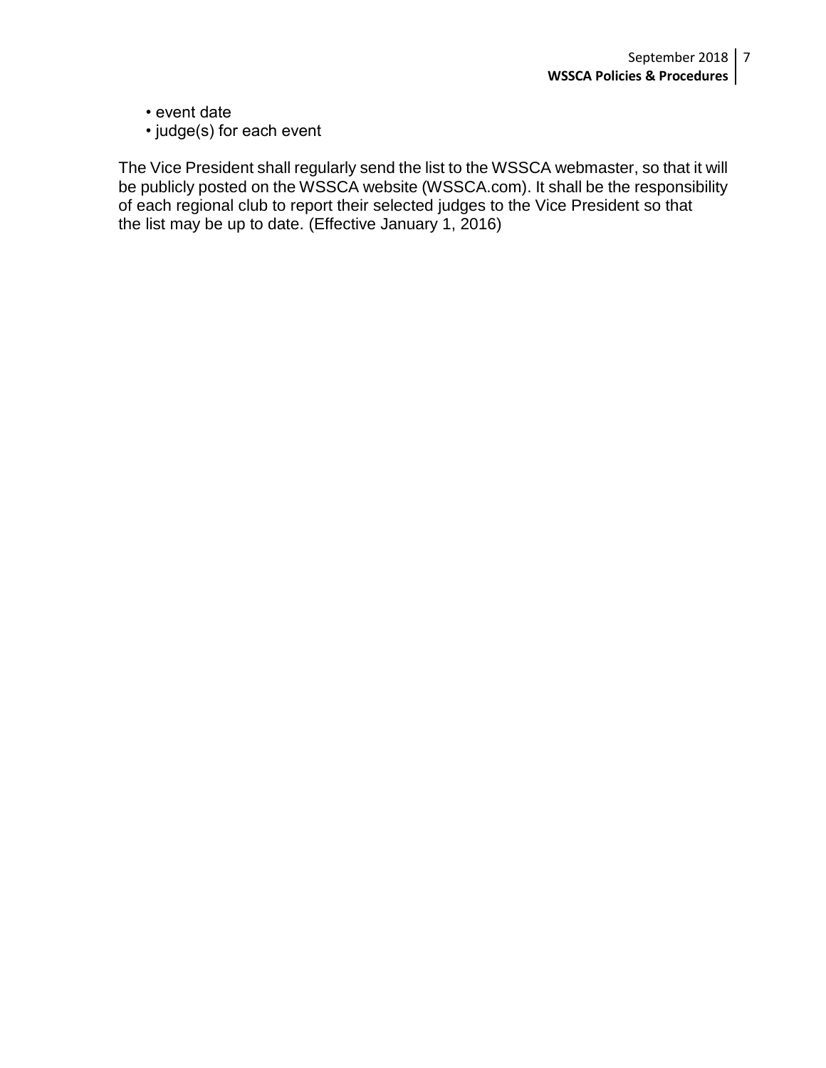- event date
- judge(s) for each event

The Vice President shall regularly send the list to the WSSCA webmaster, so that it will be publicly posted on the WSSCA website (WSSCA.com). It shall be the responsibility of each regional club to report their selected judges to the Vice President so that the list may be up to date. (Effective January 1, 2016)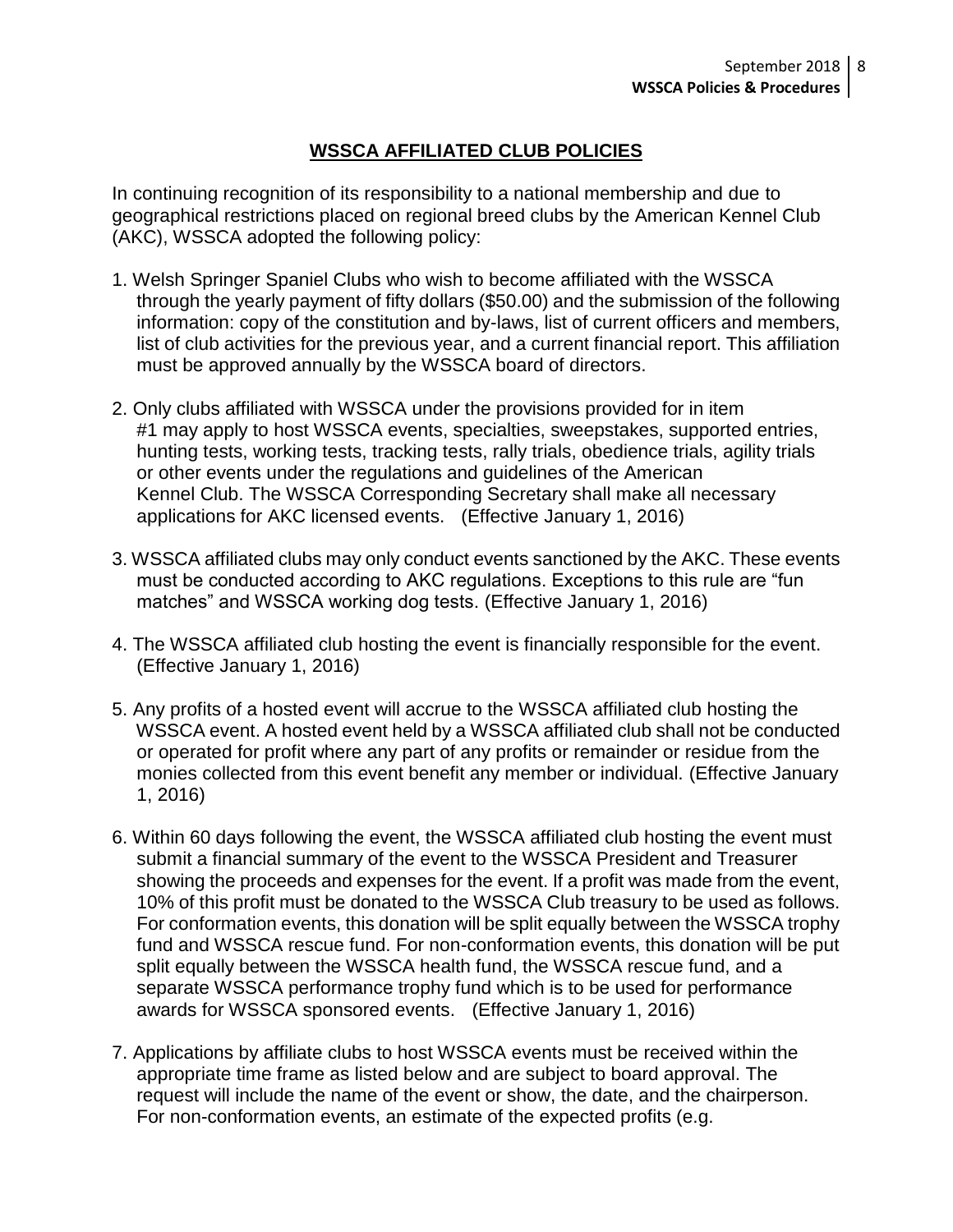## WSSCA AFFILIATED CLUB POLICIES

In continuing recognition of its responsibility to a national membership and due to geographical restrictions placed on regional breed clubs by the American Kennel Club (AKC), WSSCA adopted the following policy:

1. Welsh Springer Spaniel Clubs who wish to become affiliated with the WSSCA through the yearly payment of fifty dollars ($50.00) and the submission of the following information: copy of the constitution and by-laws, list of current officers and members, list of club activities for the previous year, and a current financial report. This affiliation must be approved annually by the WSSCA board of directors.

2. Only clubs affiliated with WSSCA under the provisions provided for in item #1 may apply to host WSSCA events, specialties, sweepstakes, supported entries, hunting tests, working tests, tracking tests, rally trials, obedience trials, agility trials or other events under the regulations and guidelines of the American Kennel Club. The WSSCA Corresponding Secretary shall make all necessary applications for AKC licensed events. (Effective January 1, 2016)

3. WSSCA affiliated clubs may only conduct events sanctioned by the AKC. These events must be conducted according to AKC regulations. Exceptions to this rule are "fun matches" and WSSCA working dog tests. (Effective January 1, 2016)

4. The WSSCA affiliated club hosting the event is financially responsible for the event. (Effective January 1, 2016)

5. Any profits of a hosted event will accrue to the WSSCA affiliated club hosting the WSSCA event. A hosted event held by a WSSCA affiliated club shall not be conducted or operated for profit where any part of any profits or remainder or residue from the monies collected from this event benefit any member or individual. (Effective January 1, 2016)

6. Within 60 days following the event, the WSSCA affiliated club hosting the event must submit a financial summary of the event to the WSSCA President and Treasurer showing the proceeds and expenses for the event. If a profit was made from the event, 10% of this profit must be donated to the WSSCA Club treasury to be used as follows. For conformation events, this donation will be split equally between the WSSCA trophy fund and WSSCA rescue fund. For non-conformation events, this donation will be put split equally between the WSSCA health fund, the WSSCA rescue fund, and a separate WSSCA performance trophy fund which is to be used for performance awards for WSSCA sponsored events. (Effective January 1, 2016)

7. Applications by affiliate clubs to host WSSCA events must be received within the appropriate time frame as listed below and are subject to board approval. The request will include the name of the event or show, the date, and the chairperson. For non-conformation events, an estimate of the expected profits (e.g.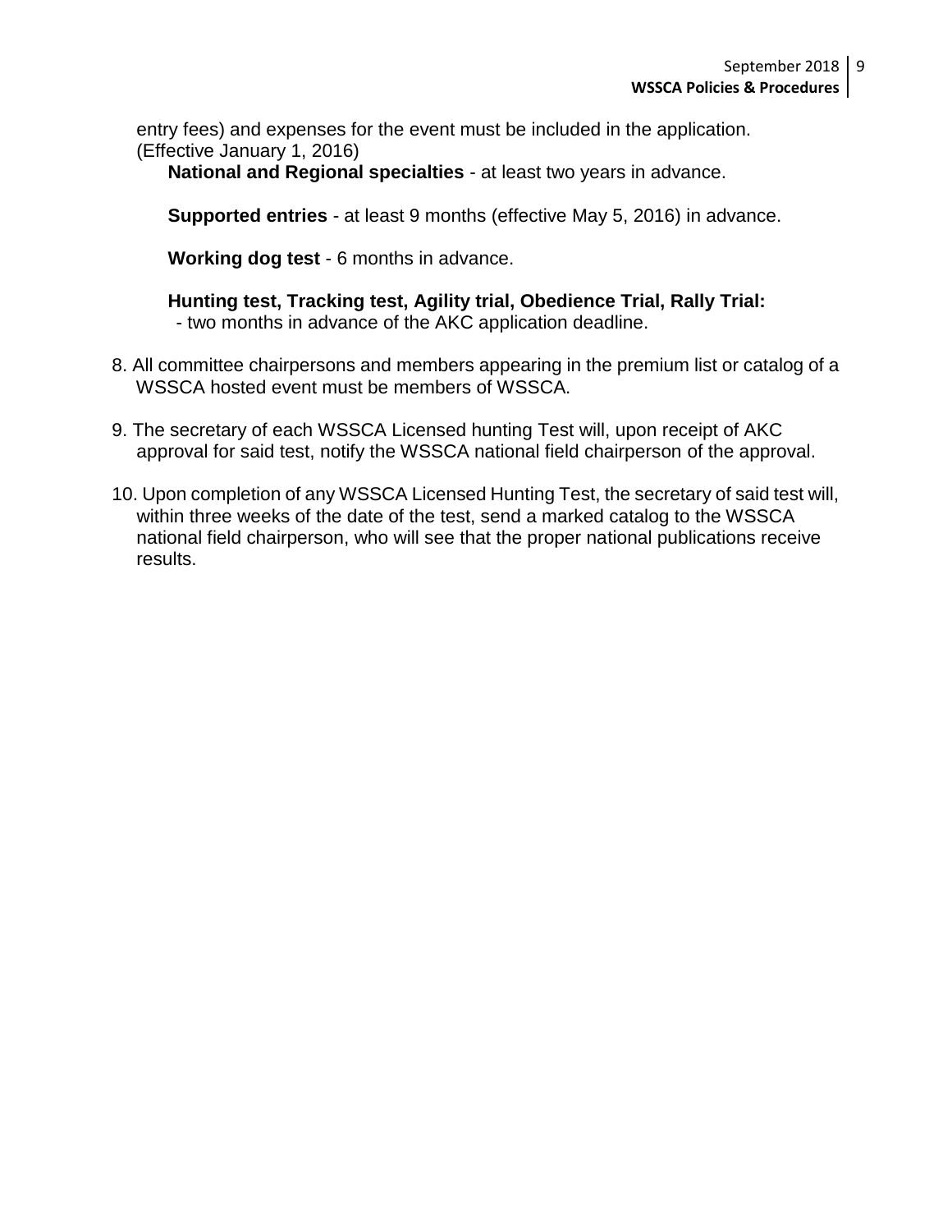entry fees) and expenses for the event must be included in the application. (Effective January 1, 2016)

**National and Regional specialties** - at least two years in advance.

**Supported entries** - at least 9 months (effective May 5, 2016) in advance.

**Working dog test** - 6 months in advance.

**Hunting test, Tracking test, Agility trial, Obedience Trial, Rally Trial:**
- two months in advance of the AKC application deadline.

8. All committee chairpersons and members appearing in the premium list or catalog of a WSSCA hosted event must be members of WSSCA.

9. The secretary of each WSSCA Licensed hunting Test will, upon receipt of AKC approval for said test, notify the WSSCA national field chairperson of the approval.

10. Upon completion of any WSSCA Licensed Hunting Test, the secretary of said test will, within three weeks of the date of the test, send a marked catalog to the WSSCA national field chairperson, who will see that the proper national publications receive results.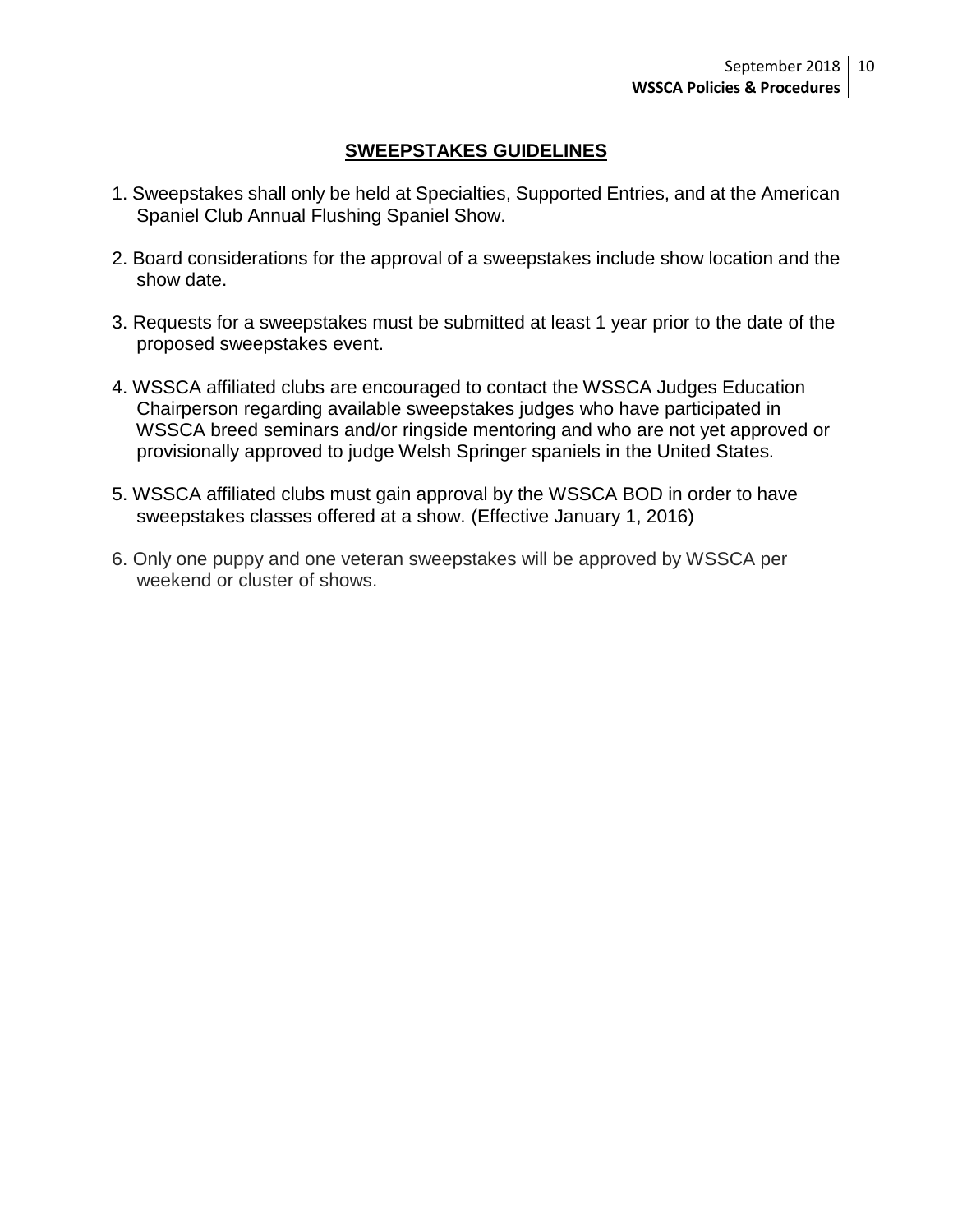## SWEEPSTAKES GUIDELINES

1. Sweepstakes shall only be held at Specialties, Supported Entries, and at the American Spaniel Club Annual Flushing Spaniel Show.

2. Board considerations for the approval of a sweepstakes include show location and the show date.

3. Requests for a sweepstakes must be submitted at least 1 year prior to the date of the proposed sweepstakes event.

4. WSSCA affiliated clubs are encouraged to contact the WSSCA Judges Education Chairperson regarding available sweepstakes judges who have participated in WSSCA breed seminars and/or ringside mentoring and who are not yet approved or provisionally approved to judge Welsh Springer spaniels in the United States.

5. WSSCA affiliated clubs must gain approval by the WSSCA BOD in order to have sweepstakes classes offered at a show. (Effective January 1, 2016)

6. Only one puppy and one veteran sweepstakes will be approved by WSSCA per weekend or cluster of shows.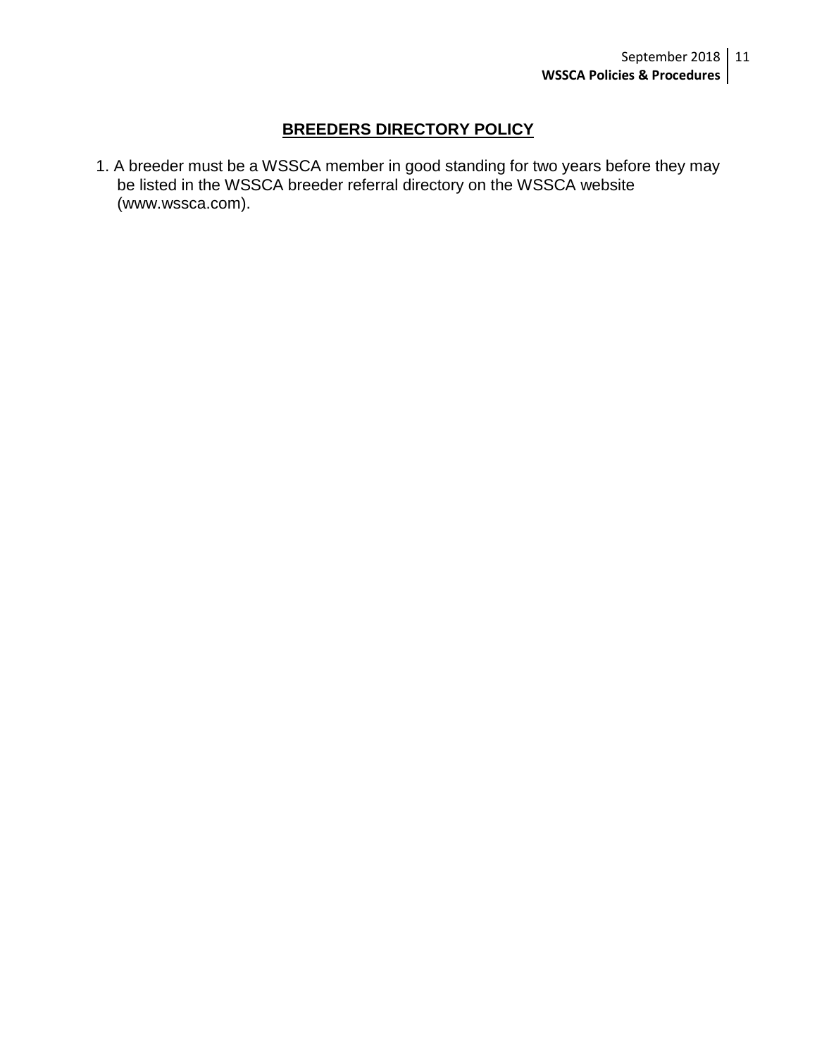## BREEDERS DIRECTORY POLICY

1. A breeder must be a WSSCA member in good standing for two years before they may be listed in the WSSCA breeder referral directory on the WSSCA website (www.wssca.com).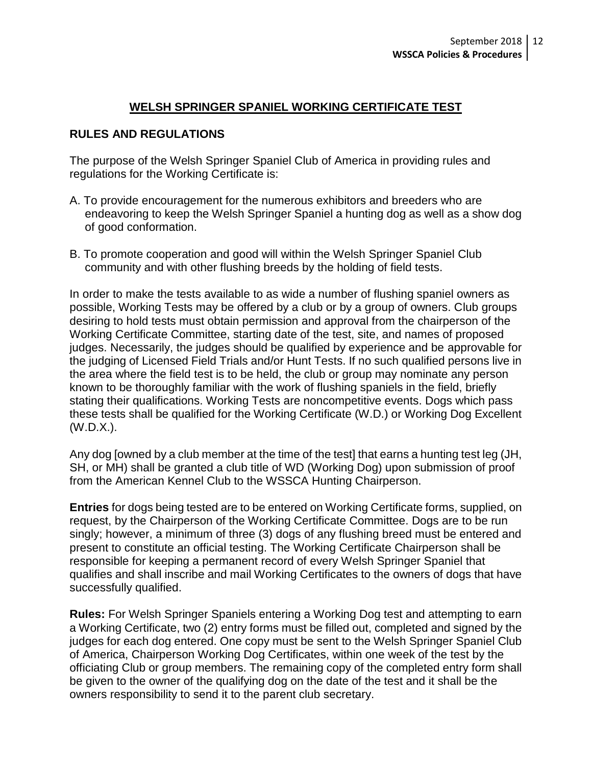## WELSH SPRINGER SPANIEL WORKING CERTIFICATE TEST

### RULES AND REGULATIONS

The purpose of the Welsh Springer Spaniel Club of America in providing rules and regulations for the Working Certificate is:

A. To provide encouragement for the numerous exhibitors and breeders who are endeavoring to keep the Welsh Springer Spaniel a hunting dog as well as a show dog of good conformation.

B. To promote cooperation and good will within the Welsh Springer Spaniel Club community and with other flushing breeds by the holding of field tests.

In order to make the tests available to as wide a number of flushing spaniel owners as possible, Working Tests may be offered by a club or by a group of owners. Club groups desiring to hold tests must obtain permission and approval from the chairperson of the Working Certificate Committee, starting date of the test, site, and names of proposed judges. Necessarily, the judges should be qualified by experience and be approvable for the judging of Licensed Field Trials and/or Hunt Tests. If no such qualified persons live in the area where the field test is to be held, the club or group may nominate any person known to be thoroughly familiar with the work of flushing spaniels in the field, briefly stating their qualifications. Working Tests are noncompetitive events. Dogs which pass these tests shall be qualified for the Working Certificate (W.D.) or Working Dog Excellent (W.D.X.).

Any dog [owned by a club member at the time of the test] that earns a hunting test leg (JH, SH, or MH) shall be granted a club title of WD (Working Dog) upon submission of proof from the American Kennel Club to the WSSCA Hunting Chairperson.

**Entries** for dogs being tested are to be entered on Working Certificate forms, supplied, on request, by the Chairperson of the Working Certificate Committee. Dogs are to be run singly; however, a minimum of three (3) dogs of any flushing breed must be entered and present to constitute an official testing. The Working Certificate Chairperson shall be responsible for keeping a permanent record of every Welsh Springer Spaniel that qualifies and shall inscribe and mail Working Certificates to the owners of dogs that have successfully qualified.

**Rules:** For Welsh Springer Spaniels entering a Working Dog test and attempting to earn a Working Certificate, two (2) entry forms must be filled out, completed and signed by the judges for each dog entered. One copy must be sent to the Welsh Springer Spaniel Club of America, Chairperson Working Dog Certificates, within one week of the test by the officiating Club or group members. The remaining copy of the completed entry form shall be given to the owner of the qualifying dog on the date of the test and it shall be the owners responsibility to send it to the parent club secretary.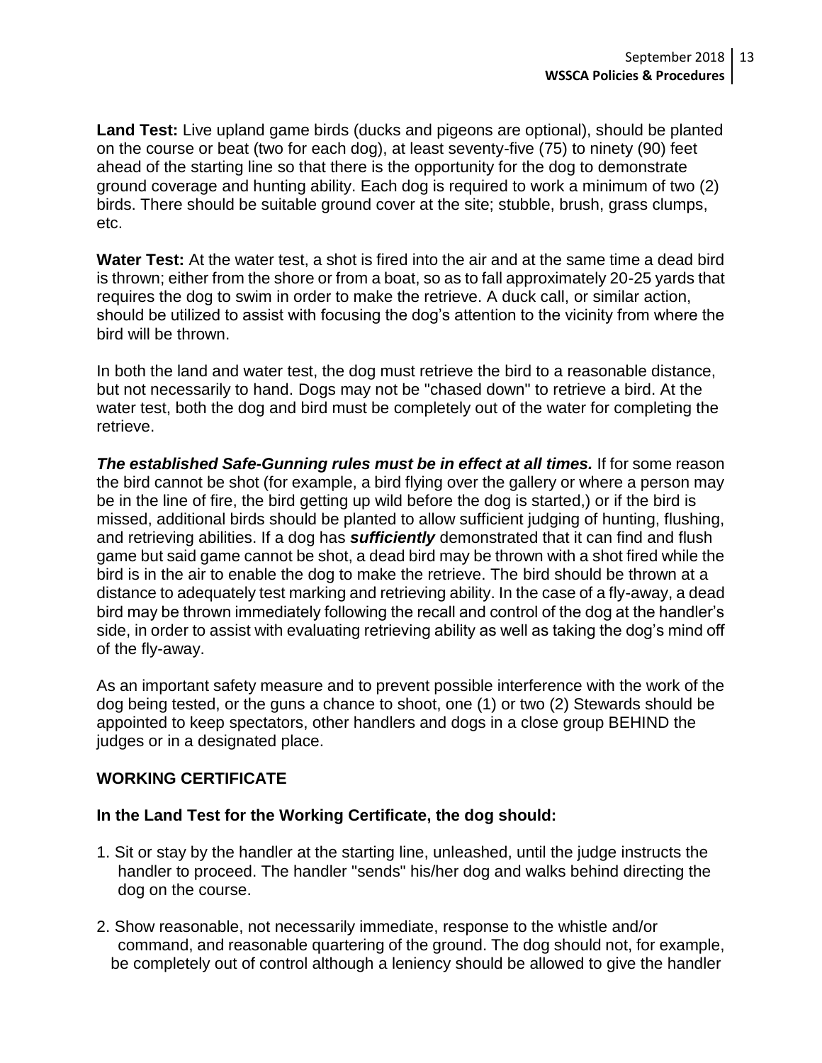**Land Test:** Live upland game birds (ducks and pigeons are optional), should be planted on the course or beat (two for each dog), at least seventy-five (75) to ninety (90) feet ahead of the starting line so that there is the opportunity for the dog to demonstrate ground coverage and hunting ability. Each dog is required to work a minimum of two (2) birds. There should be suitable ground cover at the site; stubble, brush, grass clumps, etc.

**Water Test:** At the water test, a shot is fired into the air and at the same time a dead bird is thrown; either from the shore or from a boat, so as to fall approximately 20-25 yards that requires the dog to swim in order to make the retrieve. A duck call, or similar action, should be utilized to assist with focusing the dog's attention to the vicinity from where the bird will be thrown.

In both the land and water test, the dog must retrieve the bird to a reasonable distance, but not necessarily to hand. Dogs may not be "chased down" to retrieve a bird. At the water test, both the dog and bird must be completely out of the water for completing the retrieve.

***The established Safe-Gunning rules must be in effect at all times.*** If for some reason the bird cannot be shot (for example, a bird flying over the gallery or where a person may be in the line of fire, the bird getting up wild before the dog is started,) or if the bird is missed, additional birds should be planted to allow sufficient judging of hunting, flushing, and retrieving abilities. If a dog has ***sufficiently*** demonstrated that it can find and flush game but said game cannot be shot, a dead bird may be thrown with a shot fired while the bird is in the air to enable the dog to make the retrieve. The bird should be thrown at a distance to adequately test marking and retrieving ability. In the case of a fly-away, a dead bird may be thrown immediately following the recall and control of the dog at the handler's side, in order to assist with evaluating retrieving ability as well as taking the dog's mind off of the fly-away.

As an important safety measure and to prevent possible interference with the work of the dog being tested, or the guns a chance to shoot, one (1) or two (2) Stewards should be appointed to keep spectators, other handlers and dogs in a close group BEHIND the judges or in a designated place.

## WORKING CERTIFICATE

**In the Land Test for the Working Certificate, the dog should:**

1. Sit or stay by the handler at the starting line, unleashed, until the judge instructs the handler to proceed. The handler "sends" his/her dog and walks behind directing the dog on the course.

2. Show reasonable, not necessarily immediate, response to the whistle and/or command, and reasonable quartering of the ground. The dog should not, for example, be completely out of control although a leniency should be allowed to give the handler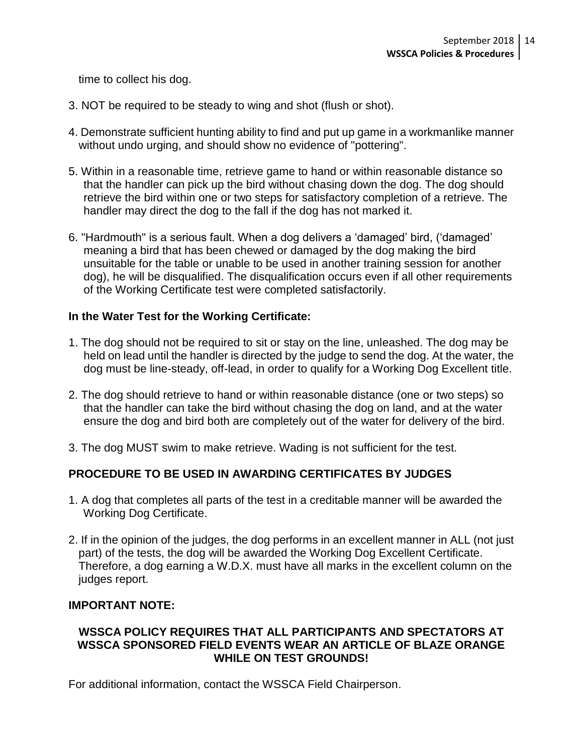time to collect his dog.

3. NOT be required to be steady to wing and shot (flush or shot).

4. Demonstrate sufficient hunting ability to find and put up game in a workmanlike manner without undo urging, and should show no evidence of "pottering".

5. Within in a reasonable time, retrieve game to hand or within reasonable distance so that the handler can pick up the bird without chasing down the dog. The dog should retrieve the bird within one or two steps for satisfactory completion of a retrieve. The handler may direct the dog to the fall if the dog has not marked it.

6. "Hardmouth" is a serious fault. When a dog delivers a 'damaged' bird, ('damaged' meaning a bird that has been chewed or damaged by the dog making the bird unsuitable for the table or unable to be used in another training session for another dog), he will be disqualified. The disqualification occurs even if all other requirements of the Working Certificate test were completed satisfactorily.

**In the Water Test for the Working Certificate:**

1. The dog should not be required to sit or stay on the line, unleashed. The dog may be held on lead until the handler is directed by the judge to send the dog. At the water, the dog must be line-steady, off-lead, in order to qualify for a Working Dog Excellent title.

2. The dog should retrieve to hand or within reasonable distance (one or two steps) so that the handler can take the bird without chasing the dog on land, and at the water ensure the dog and bird both are completely out of the water for delivery of the bird.

3. The dog MUST swim to make retrieve. Wading is not sufficient for the test.

## PROCEDURE TO BE USED IN AWARDING CERTIFICATES BY JUDGES

1. A dog that completes all parts of the test in a creditable manner will be awarded the Working Dog Certificate.

2. If in the opinion of the judges, the dog performs in an excellent manner in ALL (not just part) of the tests, the dog will be awarded the Working Dog Excellent Certificate. Therefore, a dog earning a W.D.X. must have all marks in the excellent column on the judges report.

**IMPORTANT NOTE:**

**WSSCA POLICY REQUIRES THAT ALL PARTICIPANTS AND SPECTATORS AT WSSCA SPONSORED FIELD EVENTS WEAR AN ARTICLE OF BLAZE ORANGE WHILE ON TEST GROUNDS!**

For additional information, contact the WSSCA Field Chairperson.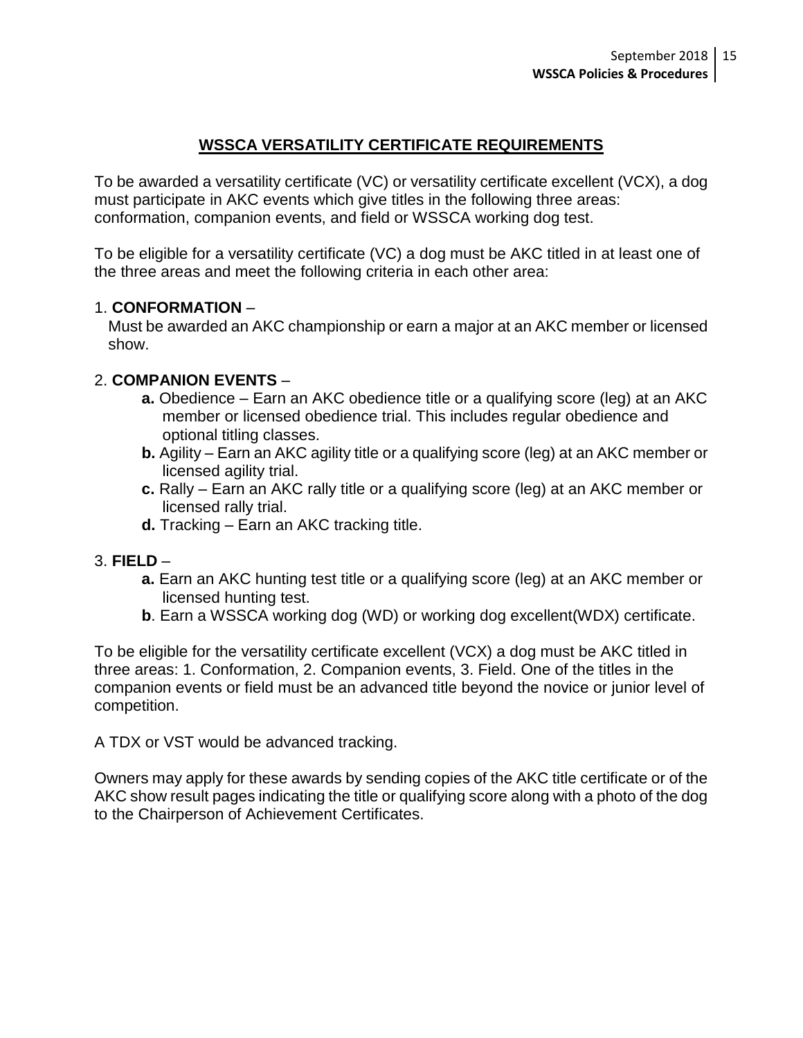## WSSCA VERSATILITY CERTIFICATE REQUIREMENTS

To be awarded a versatility certificate (VC) or versatility certificate excellent (VCX), a dog must participate in AKC events which give titles in the following three areas: conformation, companion events, and field or WSSCA working dog test.

To be eligible for a versatility certificate (VC) a dog must be AKC titled in at least one of the three areas and meet the following criteria in each other area:

1. **CONFORMATION** –
   Must be awarded an AKC championship or earn a major at an AKC member or licensed show.

2. **COMPANION EVENTS** –
   - **a.** Obedience – Earn an AKC obedience title or a qualifying score (leg) at an AKC member or licensed obedience trial. This includes regular obedience and optional titling classes.
   - **b.** Agility – Earn an AKC agility title or a qualifying score (leg) at an AKC member or licensed agility trial.
   - **c.** Rally – Earn an AKC rally title or a qualifying score (leg) at an AKC member or licensed rally trial.
   - **d.** Tracking – Earn an AKC tracking title.

3. **FIELD** –
   - **a.** Earn an AKC hunting test title or a qualifying score (leg) at an AKC member or licensed hunting test.
   - **b**. Earn a WSSCA working dog (WD) or working dog excellent(WDX) certificate.

To be eligible for the versatility certificate excellent (VCX) a dog must be AKC titled in three areas: 1. Conformation, 2. Companion events, 3. Field. One of the titles in the companion events or field must be an advanced title beyond the novice or junior level of competition.

A TDX or VST would be advanced tracking.

Owners may apply for these awards by sending copies of the AKC title certificate or of the AKC show result pages indicating the title or qualifying score along with a photo of the dog to the Chairperson of Achievement Certificates.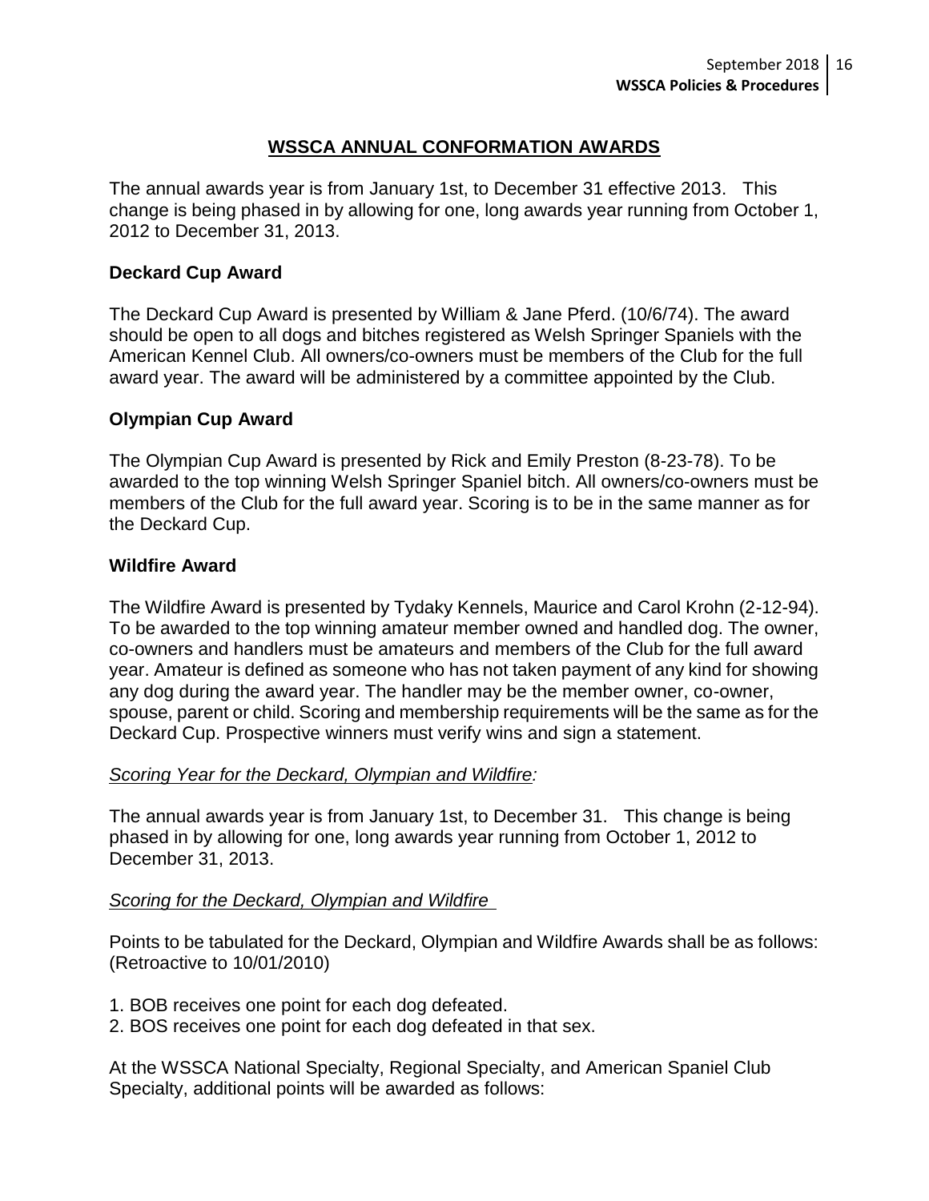## WSSCA ANNUAL CONFORMATION AWARDS

The annual awards year is from January 1st, to December 31 effective 2013. This change is being phased in by allowing for one, long awards year running from October 1, 2012 to December 31, 2013.

### Deckard Cup Award

The Deckard Cup Award is presented by William & Jane Pferd. (10/6/74). The award should be open to all dogs and bitches registered as Welsh Springer Spaniels with the American Kennel Club. All owners/co-owners must be members of the Club for the full award year. The award will be administered by a committee appointed by the Club.

### Olympian Cup Award

The Olympian Cup Award is presented by Rick and Emily Preston (8-23-78). To be awarded to the top winning Welsh Springer Spaniel bitch. All owners/co-owners must be members of the Club for the full award year. Scoring is to be in the same manner as for the Deckard Cup.

### Wildfire Award

The Wildfire Award is presented by Tydaky Kennels, Maurice and Carol Krohn (2-12-94). To be awarded to the top winning amateur member owned and handled dog. The owner, co-owners and handlers must be amateurs and members of the Club for the full award year. Amateur is defined as someone who has not taken payment of any kind for showing any dog during the award year. The handler may be the member owner, co-owner, spouse, parent or child. Scoring and membership requirements will be the same as for the Deckard Cup. Prospective winners must verify wins and sign a statement.

*Scoring Year for the Deckard, Olympian and Wildfire:*

The annual awards year is from January 1st, to December 31. This change is being phased in by allowing for one, long awards year running from October 1, 2012 to December 31, 2013.

*Scoring for the Deckard, Olympian and Wildfire*

Points to be tabulated for the Deckard, Olympian and Wildfire Awards shall be as follows: (Retroactive to 10/01/2010)

1. BOB receives one point for each dog defeated.
2. BOS receives one point for each dog defeated in that sex.

At the WSSCA National Specialty, Regional Specialty, and American Spaniel Club Specialty, additional points will be awarded as follows: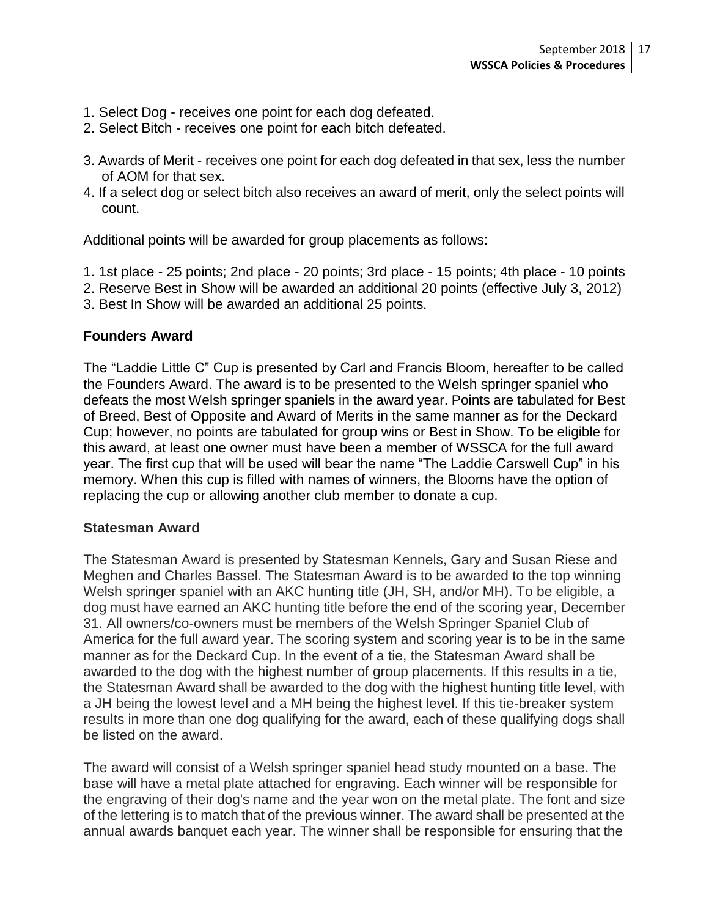1. Select Dog - receives one point for each dog defeated.
2. Select Bitch - receives one point for each bitch defeated.
3. Awards of Merit - receives one point for each dog defeated in that sex, less the number of AOM for that sex.
4. If a select dog or select bitch also receives an award of merit, only the select points will count.

Additional points will be awarded for group placements as follows:

1. 1st place - 25 points; 2nd place - 20 points; 3rd place - 15 points; 4th place - 10 points
2. Reserve Best in Show will be awarded an additional 20 points (effective July 3, 2012)
3. Best In Show will be awarded an additional 25 points.

## Founders Award

The "Laddie Little C" Cup is presented by Carl and Francis Bloom, hereafter to be called the Founders Award. The award is to be presented to the Welsh springer spaniel who defeats the most Welsh springer spaniels in the award year. Points are tabulated for Best of Breed, Best of Opposite and Award of Merits in the same manner as for the Deckard Cup; however, no points are tabulated for group wins or Best in Show. To be eligible for this award, at least one owner must have been a member of WSSCA for the full award year. The first cup that will be used will bear the name "The Laddie Carswell Cup" in his memory. When this cup is filled with names of winners, the Blooms have the option of replacing the cup or allowing another club member to donate a cup.

## Statesman Award

The Statesman Award is presented by Statesman Kennels, Gary and Susan Riese and Meghen and Charles Bassel. The Statesman Award is to be awarded to the top winning Welsh springer spaniel with an AKC hunting title (JH, SH, and/or MH). To be eligible, a dog must have earned an AKC hunting title before the end of the scoring year, December 31. All owners/co-owners must be members of the Welsh Springer Spaniel Club of America for the full award year. The scoring system and scoring year is to be in the same manner as for the Deckard Cup. In the event of a tie, the Statesman Award shall be awarded to the dog with the highest number of group placements. If this results in a tie, the Statesman Award shall be awarded to the dog with the highest hunting title level, with a JH being the lowest level and a MH being the highest level. If this tie-breaker system results in more than one dog qualifying for the award, each of these qualifying dogs shall be listed on the award.

The award will consist of a Welsh springer spaniel head study mounted on a base. The base will have a metal plate attached for engraving. Each winner will be responsible for the engraving of their dog's name and the year won on the metal plate. The font and size of the lettering is to match that of the previous winner. The award shall be presented at the annual awards banquet each year. The winner shall be responsible for ensuring that the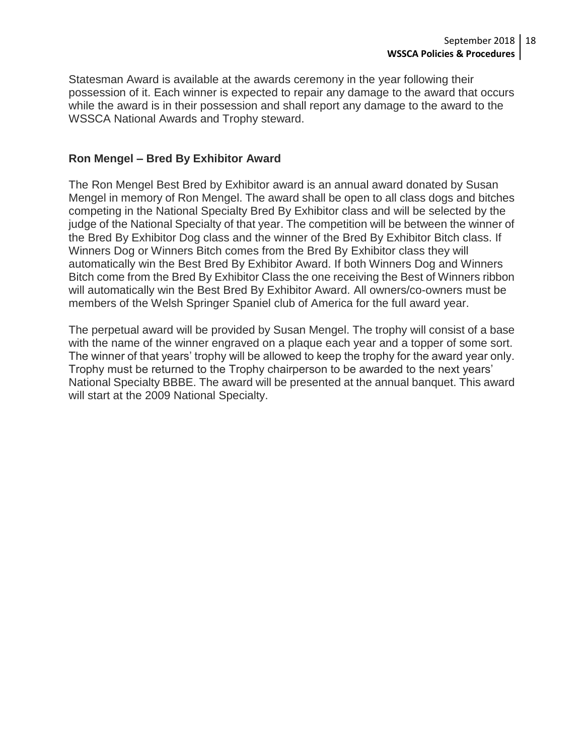Statesman Award is available at the awards ceremony in the year following their possession of it. Each winner is expected to repair any damage to the award that occurs while the award is in their possession and shall report any damage to the award to the WSSCA National Awards and Trophy steward.

### Ron Mengel – Bred By Exhibitor Award

The Ron Mengel Best Bred by Exhibitor award is an annual award donated by Susan Mengel in memory of Ron Mengel. The award shall be open to all class dogs and bitches competing in the National Specialty Bred By Exhibitor class and will be selected by the judge of the National Specialty of that year. The competition will be between the winner of the Bred By Exhibitor Dog class and the winner of the Bred By Exhibitor Bitch class. If Winners Dog or Winners Bitch comes from the Bred By Exhibitor class they will automatically win the Best Bred By Exhibitor Award. If both Winners Dog and Winners Bitch come from the Bred By Exhibitor Class the one receiving the Best of Winners ribbon will automatically win the Best Bred By Exhibitor Award. All owners/co-owners must be members of the Welsh Springer Spaniel club of America for the full award year.

The perpetual award will be provided by Susan Mengel. The trophy will consist of a base with the name of the winner engraved on a plaque each year and a topper of some sort. The winner of that years' trophy will be allowed to keep the trophy for the award year only. Trophy must be returned to the Trophy chairperson to be awarded to the next years' National Specialty BBBE. The award will be presented at the annual banquet. This award will start at the 2009 National Specialty.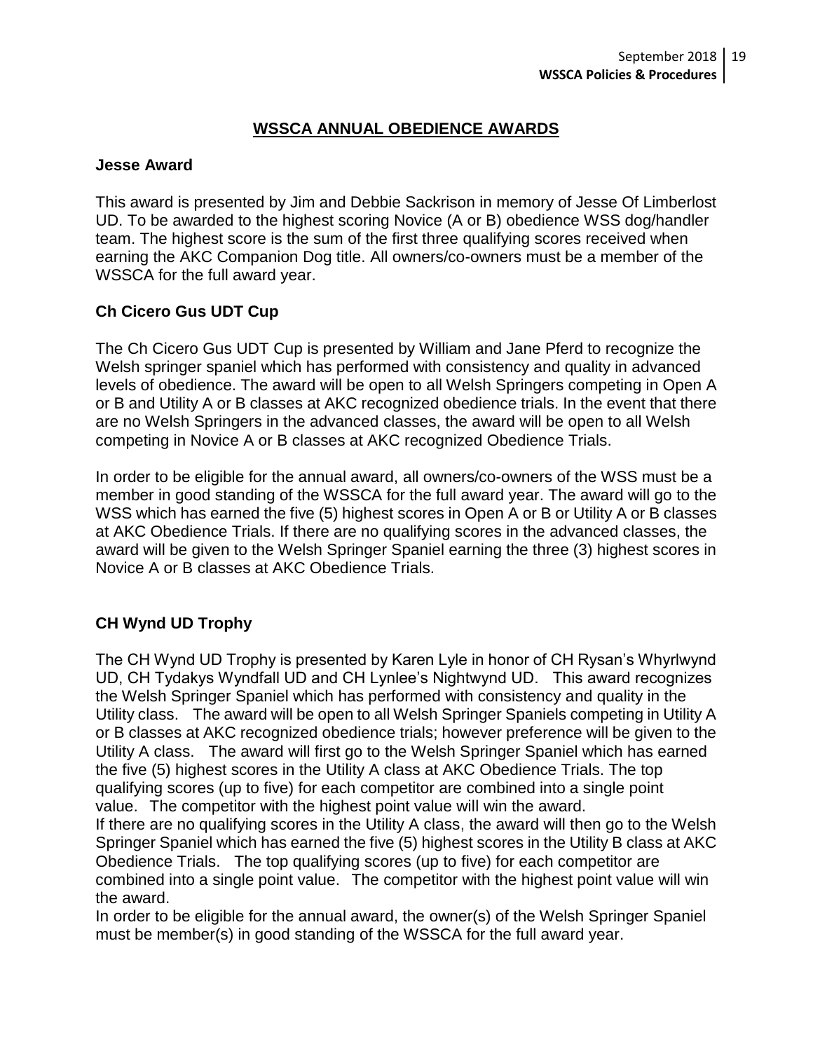## WSSCA ANNUAL OBEDIENCE AWARDS

### Jesse Award

This award is presented by Jim and Debbie Sackrison in memory of Jesse Of Limberlost UD. To be awarded to the highest scoring Novice (A or B) obedience WSS dog/handler team. The highest score is the sum of the first three qualifying scores received when earning the AKC Companion Dog title. All owners/co-owners must be a member of the WSSCA for the full award year.

### Ch Cicero Gus UDT Cup

The Ch Cicero Gus UDT Cup is presented by William and Jane Pferd to recognize the Welsh springer spaniel which has performed with consistency and quality in advanced levels of obedience. The award will be open to all Welsh Springers competing in Open A or B and Utility A or B classes at AKC recognized obedience trials. In the event that there are no Welsh Springers in the advanced classes, the award will be open to all Welsh competing in Novice A or B classes at AKC recognized Obedience Trials.

In order to be eligible for the annual award, all owners/co-owners of the WSS must be a member in good standing of the WSSCA for the full award year. The award will go to the WSS which has earned the five (5) highest scores in Open A or B or Utility A or B classes at AKC Obedience Trials. If there are no qualifying scores in the advanced classes, the award will be given to the Welsh Springer Spaniel earning the three (3) highest scores in Novice A or B classes at AKC Obedience Trials.

### CH Wynd UD Trophy

The CH Wynd UD Trophy is presented by Karen Lyle in honor of CH Rysan's Whyrlwynd UD, CH Tydakys Wyndfall UD and CH Lynlee's Nightwynd UD. This award recognizes the Welsh Springer Spaniel which has performed with consistency and quality in the Utility class. The award will be open to all Welsh Springer Spaniels competing in Utility A or B classes at AKC recognized obedience trials; however preference will be given to the Utility A class. The award will first go to the Welsh Springer Spaniel which has earned the five (5) highest scores in the Utility A class at AKC Obedience Trials. The top qualifying scores (up to five) for each competitor are combined into a single point value. The competitor with the highest point value will win the award.
If there are no qualifying scores in the Utility A class, the award will then go to the Welsh Springer Spaniel which has earned the five (5) highest scores in the Utility B class at AKC Obedience Trials. The top qualifying scores (up to five) for each competitor are combined into a single point value. The competitor with the highest point value will win the award.
In order to be eligible for the annual award, the owner(s) of the Welsh Springer Spaniel must be member(s) in good standing of the WSSCA for the full award year.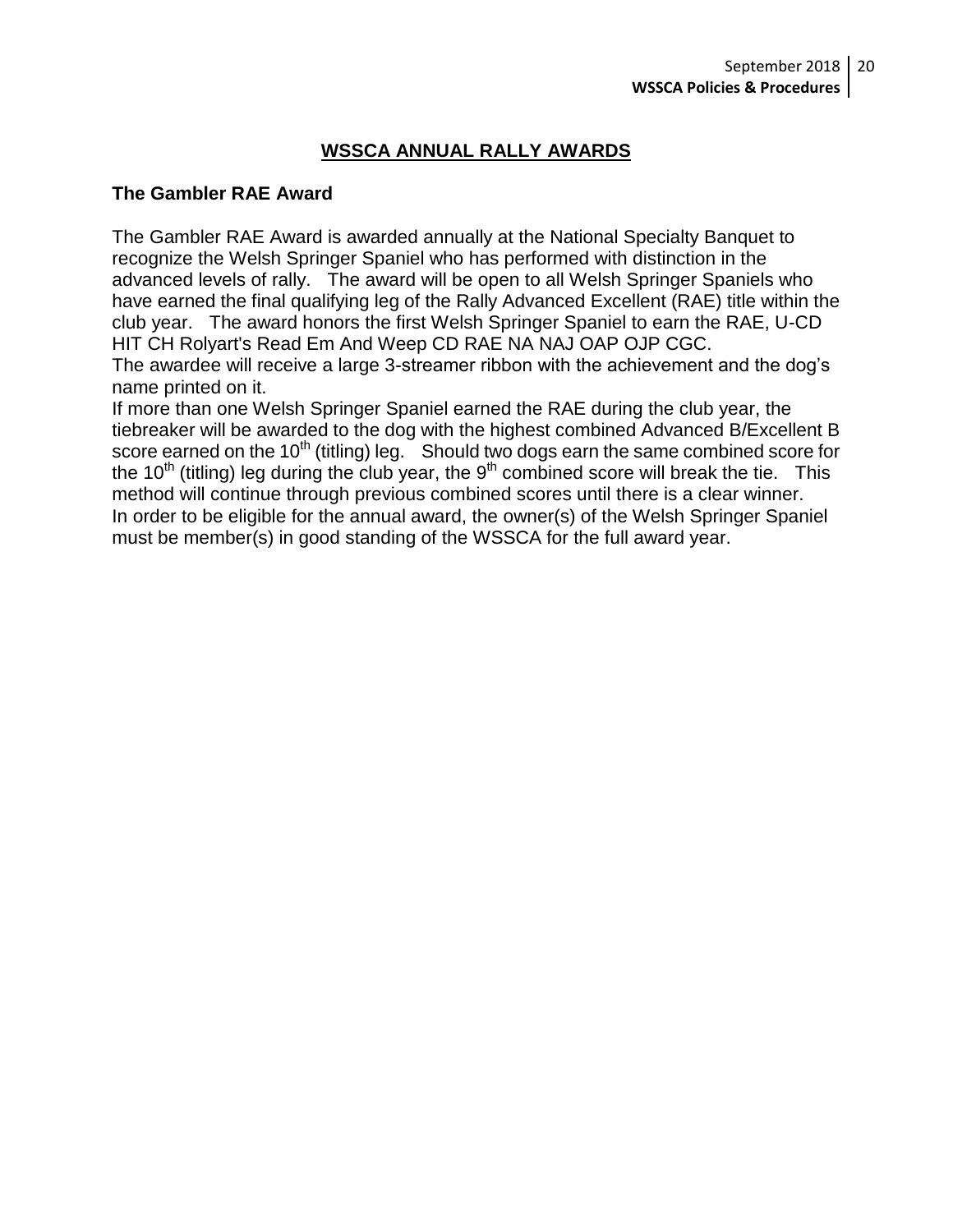## WSSCA ANNUAL RALLY AWARDS

### The Gambler RAE Award

The Gambler RAE Award is awarded annually at the National Specialty Banquet to recognize the Welsh Springer Spaniel who has performed with distinction in the advanced levels of rally. The award will be open to all Welsh Springer Spaniels who have earned the final qualifying leg of the Rally Advanced Excellent (RAE) title within the club year. The award honors the first Welsh Springer Spaniel to earn the RAE, U-CD HIT CH Rolyart's Read Em And Weep CD RAE NA NAJ OAP OJP CGC.

The awardee will receive a large 3-streamer ribbon with the achievement and the dog's name printed on it.

If more than one Welsh Springer Spaniel earned the RAE during the club year, the tiebreaker will be awarded to the dog with the highest combined Advanced B/Excellent B score earned on the 10th (titling) leg. Should two dogs earn the same combined score for the 10th (titling) leg during the club year, the 9th combined score will break the tie. This method will continue through previous combined scores until there is a clear winner.

In order to be eligible for the annual award, the owner(s) of the Welsh Springer Spaniel must be member(s) in good standing of the WSSCA for the full award year.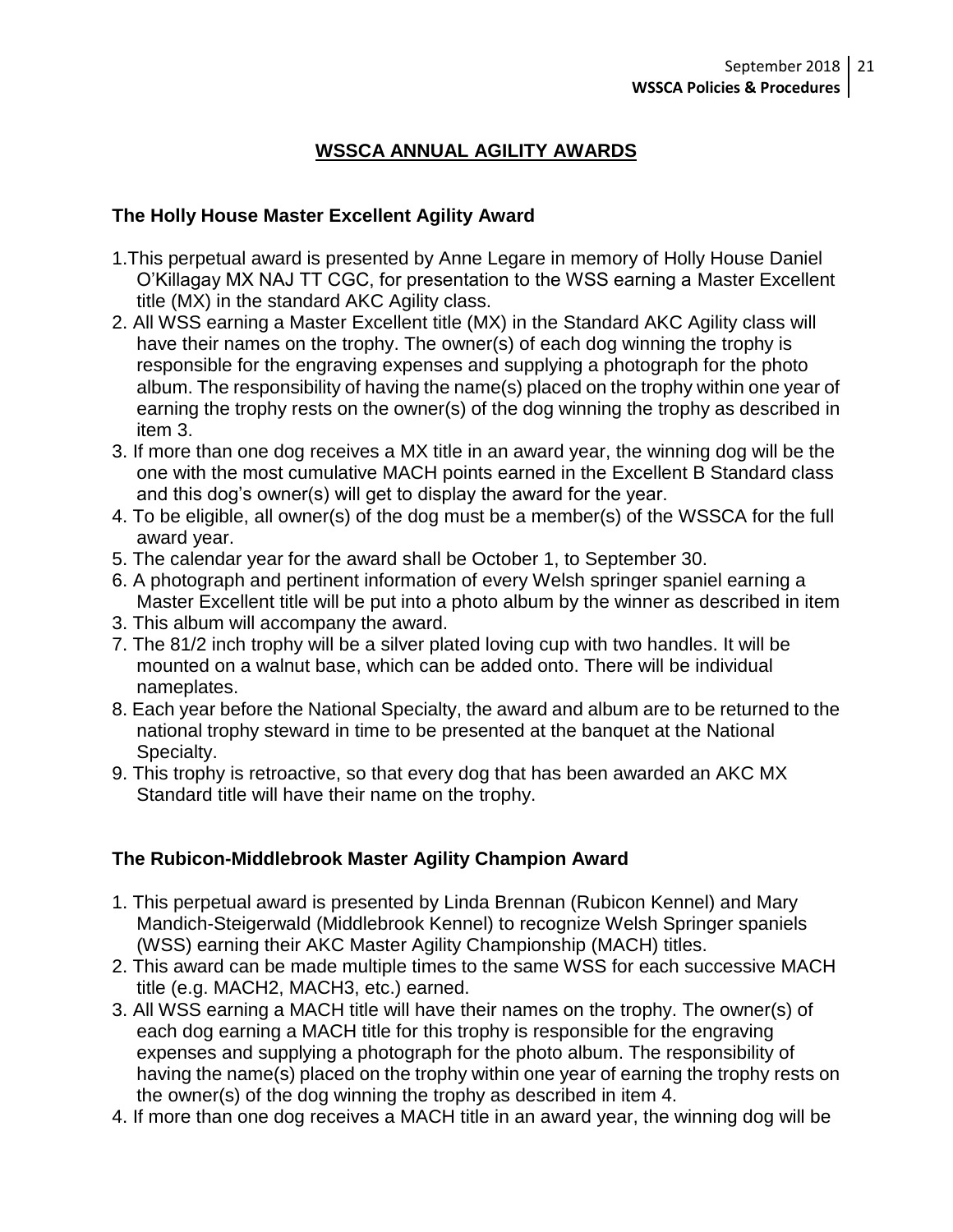## WSSCA ANNUAL AGILITY AWARDS

### The Holly House Master Excellent Agility Award

1. This perpetual award is presented by Anne Legare in memory of Holly House Daniel O'Killagay MX NAJ TT CGC, for presentation to the WSS earning a Master Excellent title (MX) in the standard AKC Agility class.
2. All WSS earning a Master Excellent title (MX) in the Standard AKC Agility class will have their names on the trophy. The owner(s) of each dog winning the trophy is responsible for the engraving expenses and supplying a photograph for the photo album. The responsibility of having the name(s) placed on the trophy within one year of earning the trophy rests on the owner(s) of the dog winning the trophy as described in item 3.
3. If more than one dog receives a MX title in an award year, the winning dog will be the one with the most cumulative MACH points earned in the Excellent B Standard class and this dog's owner(s) will get to display the award for the year.
4. To be eligible, all owner(s) of the dog must be a member(s) of the WSSCA for the full award year.
5. The calendar year for the award shall be October 1, to September 30.
6. A photograph and pertinent information of every Welsh springer spaniel earning a Master Excellent title will be put into a photo album by the winner as described in item 3. This album will accompany the award.
7. The 81/2 inch trophy will be a silver plated loving cup with two handles. It will be mounted on a walnut base, which can be added onto. There will be individual nameplates.
8. Each year before the National Specialty, the award and album are to be returned to the national trophy steward in time to be presented at the banquet at the National Specialty.
9. This trophy is retroactive, so that every dog that has been awarded an AKC MX Standard title will have their name on the trophy.

### The Rubicon-Middlebrook Master Agility Champion Award

1. This perpetual award is presented by Linda Brennan (Rubicon Kennel) and Mary Mandich-Steigerwald (Middlebrook Kennel) to recognize Welsh Springer spaniels (WSS) earning their AKC Master Agility Championship (MACH) titles.
2. This award can be made multiple times to the same WSS for each successive MACH title (e.g. MACH2, MACH3, etc.) earned.
3. All WSS earning a MACH title will have their names on the trophy. The owner(s) of each dog earning a MACH title for this trophy is responsible for the engraving expenses and supplying a photograph for the photo album. The responsibility of having the name(s) placed on the trophy within one year of earning the trophy rests on the owner(s) of the dog winning the trophy as described in item 4.
4. If more than one dog receives a MACH title in an award year, the winning dog will be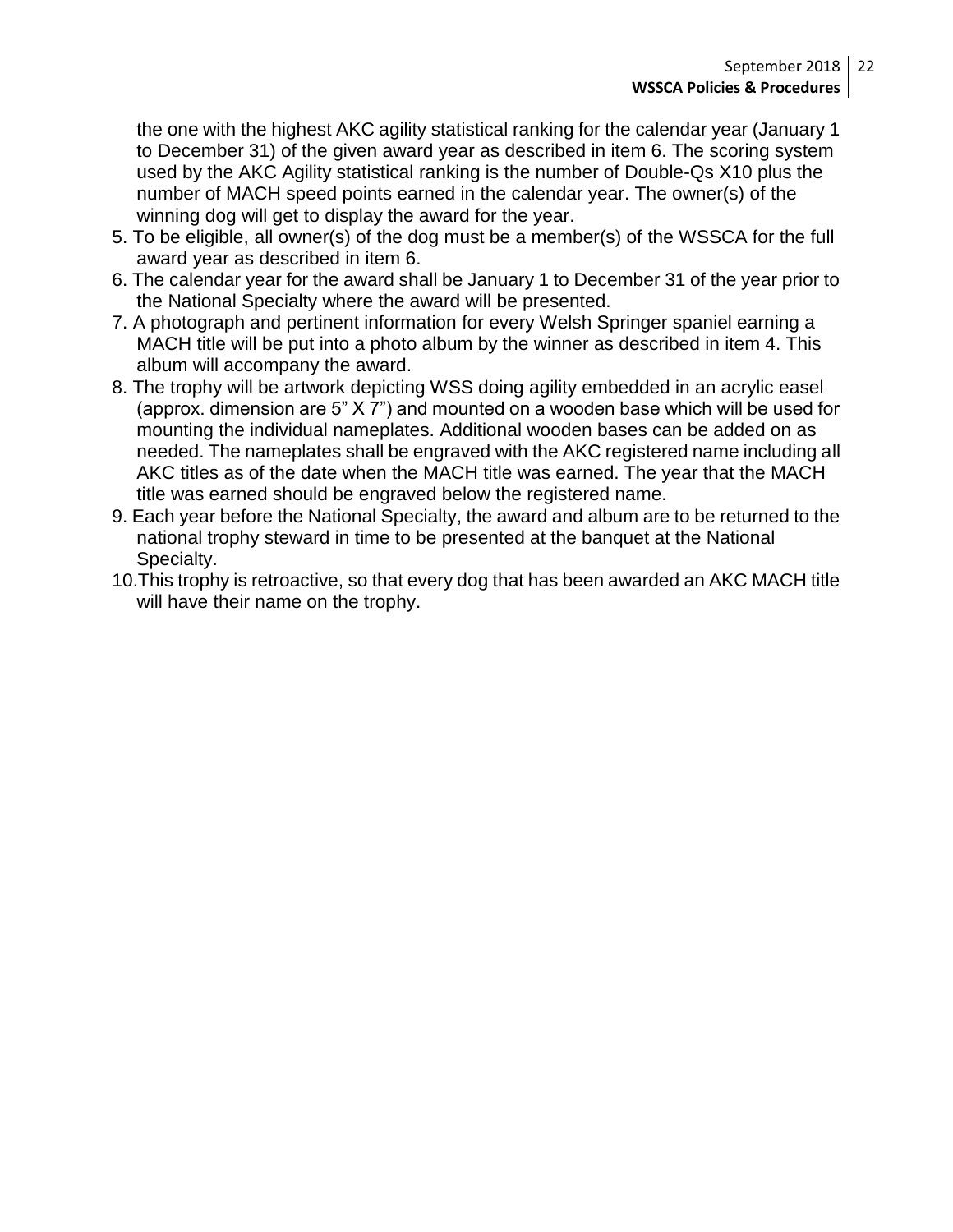the one with the highest AKC agility statistical ranking for the calendar year (January 1 to December 31) of the given award year as described in item 6. The scoring system used by the AKC Agility statistical ranking is the number of Double-Qs X10 plus the number of MACH speed points earned in the calendar year. The owner(s) of the winning dog will get to display the award for the year.

5. To be eligible, all owner(s) of the dog must be a member(s) of the WSSCA for the full award year as described in item 6.
6. The calendar year for the award shall be January 1 to December 31 of the year prior to the National Specialty where the award will be presented.
7. A photograph and pertinent information for every Welsh Springer spaniel earning a MACH title will be put into a photo album by the winner as described in item 4. This album will accompany the award.
8. The trophy will be artwork depicting WSS doing agility embedded in an acrylic easel (approx. dimension are 5" X 7") and mounted on a wooden base which will be used for mounting the individual nameplates. Additional wooden bases can be added on as needed. The nameplates shall be engraved with the AKC registered name including all AKC titles as of the date when the MACH title was earned. The year that the MACH title was earned should be engraved below the registered name.
9. Each year before the National Specialty, the award and album are to be returned to the national trophy steward in time to be presented at the banquet at the National Specialty.
10. This trophy is retroactive, so that every dog that has been awarded an AKC MACH title will have their name on the trophy.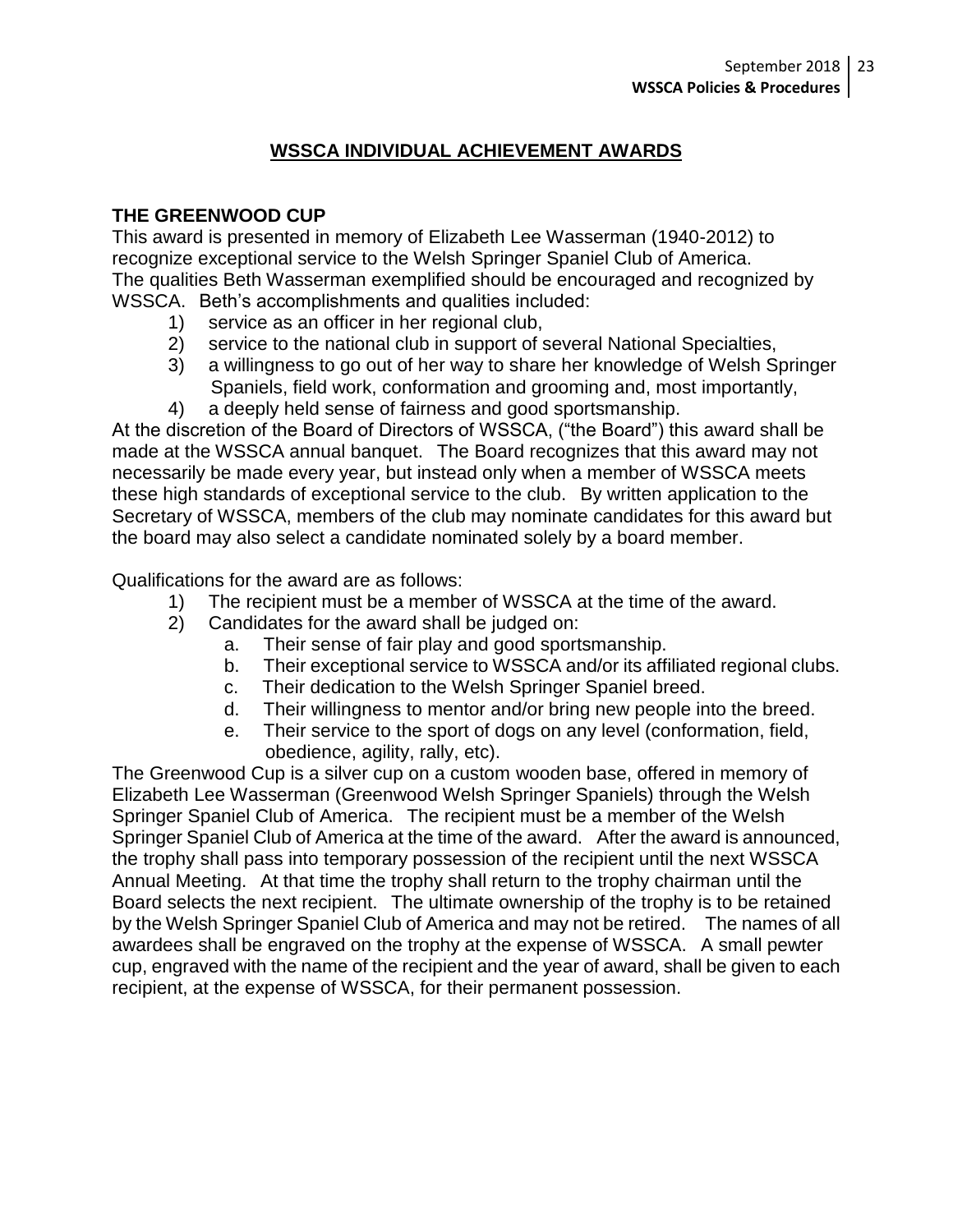# WSSCA INDIVIDUAL ACHIEVEMENT AWARDS

## THE GREENWOOD CUP

This award is presented in memory of Elizabeth Lee Wasserman (1940-2012) to recognize exceptional service to the Welsh Springer Spaniel Club of America. The qualities Beth Wasserman exemplified should be encouraged and recognized by WSSCA. Beth's accomplishments and qualities included:

1) service as an officer in her regional club,
2) service to the national club in support of several National Specialties,
3) a willingness to go out of her way to share her knowledge of Welsh Springer Spaniels, field work, conformation and grooming and, most importantly,
4) a deeply held sense of fairness and good sportsmanship.

At the discretion of the Board of Directors of WSSCA, ("the Board") this award shall be made at the WSSCA annual banquet. The Board recognizes that this award may not necessarily be made every year, but instead only when a member of WSSCA meets these high standards of exceptional service to the club. By written application to the Secretary of WSSCA, members of the club may nominate candidates for this award but the board may also select a candidate nominated solely by a board member.

Qualifications for the award are as follows:

1) The recipient must be a member of WSSCA at the time of the award.
2) Candidates for the award shall be judged on:
   a. Their sense of fair play and good sportsmanship.
   b. Their exceptional service to WSSCA and/or its affiliated regional clubs.
   c. Their dedication to the Welsh Springer Spaniel breed.
   d. Their willingness to mentor and/or bring new people into the breed.
   e. Their service to the sport of dogs on any level (conformation, field, obedience, agility, rally, etc).

The Greenwood Cup is a silver cup on a custom wooden base, offered in memory of Elizabeth Lee Wasserman (Greenwood Welsh Springer Spaniels) through the Welsh Springer Spaniel Club of America. The recipient must be a member of the Welsh Springer Spaniel Club of America at the time of the award. After the award is announced, the trophy shall pass into temporary possession of the recipient until the next WSSCA Annual Meeting. At that time the trophy shall return to the trophy chairman until the Board selects the next recipient. The ultimate ownership of the trophy is to be retained by the Welsh Springer Spaniel Club of America and may not be retired. The names of all awardees shall be engraved on the trophy at the expense of WSSCA. A small pewter cup, engraved with the name of the recipient and the year of award, shall be given to each recipient, at the expense of WSSCA, for their permanent possession.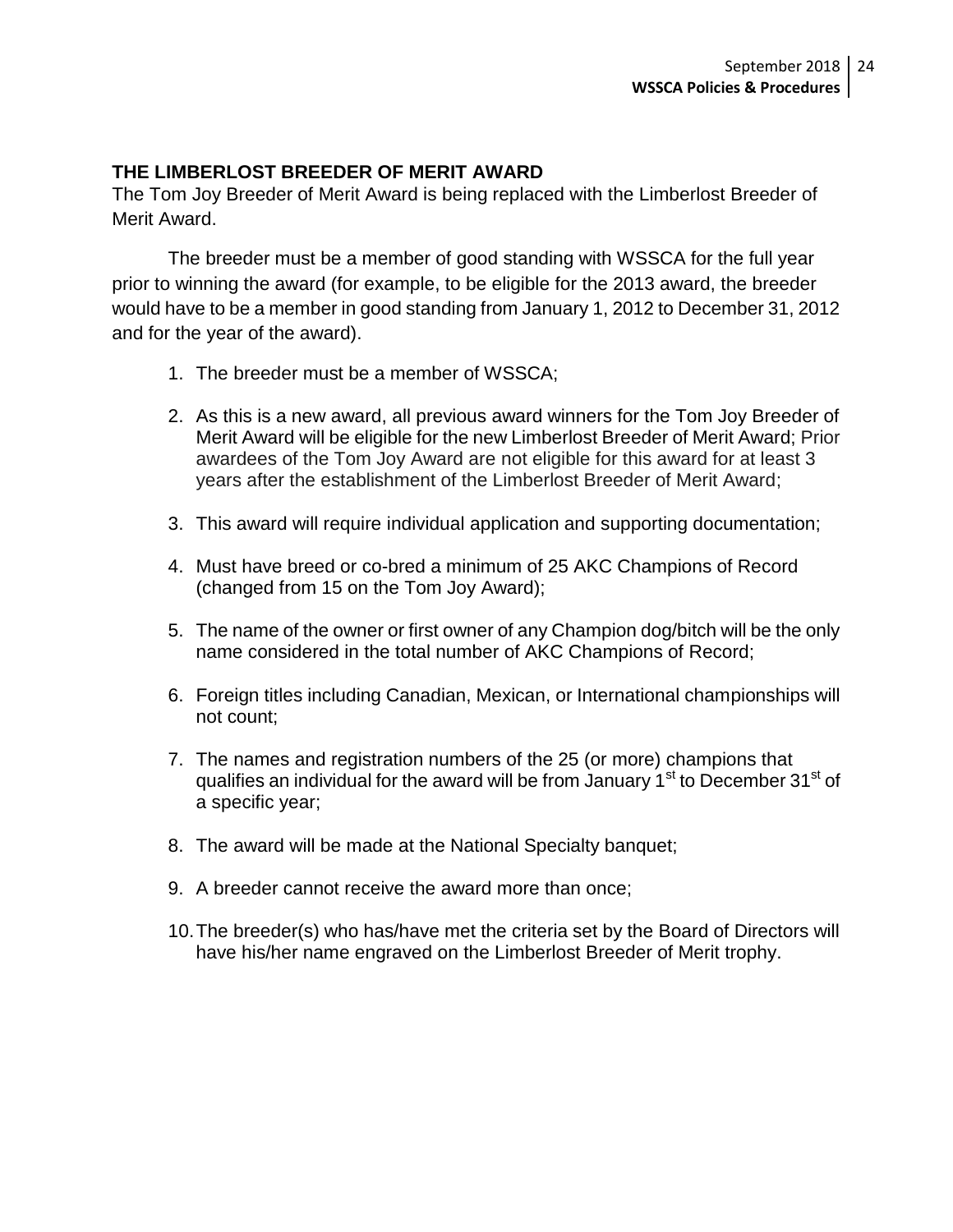## THE LIMBERLOST BREEDER OF MERIT AWARD

The Tom Joy Breeder of Merit Award is being replaced with the Limberlost Breeder of Merit Award.

The breeder must be a member of good standing with WSSCA for the full year prior to winning the award (for example, to be eligible for the 2013 award, the breeder would have to be a member in good standing from January 1, 2012 to December 31, 2012 and for the year of the award).

1. The breeder must be a member of WSSCA;
2. As this is a new award, all previous award winners for the Tom Joy Breeder of Merit Award will be eligible for the new Limberlost Breeder of Merit Award; Prior awardees of the Tom Joy Award are not eligible for this award for at least 3 years after the establishment of the Limberlost Breeder of Merit Award;
3. This award will require individual application and supporting documentation;
4. Must have breed or co-bred a minimum of 25 AKC Champions of Record (changed from 15 on the Tom Joy Award);
5. The name of the owner or first owner of any Champion dog/bitch will be the only name considered in the total number of AKC Champions of Record;
6. Foreign titles including Canadian, Mexican, or International championships will not count;
7. The names and registration numbers of the 25 (or more) champions that qualifies an individual for the award will be from January 1st to December 31st of a specific year;
8. The award will be made at the National Specialty banquet;
9. A breeder cannot receive the award more than once;
10. The breeder(s) who has/have met the criteria set by the Board of Directors will have his/her name engraved on the Limberlost Breeder of Merit trophy.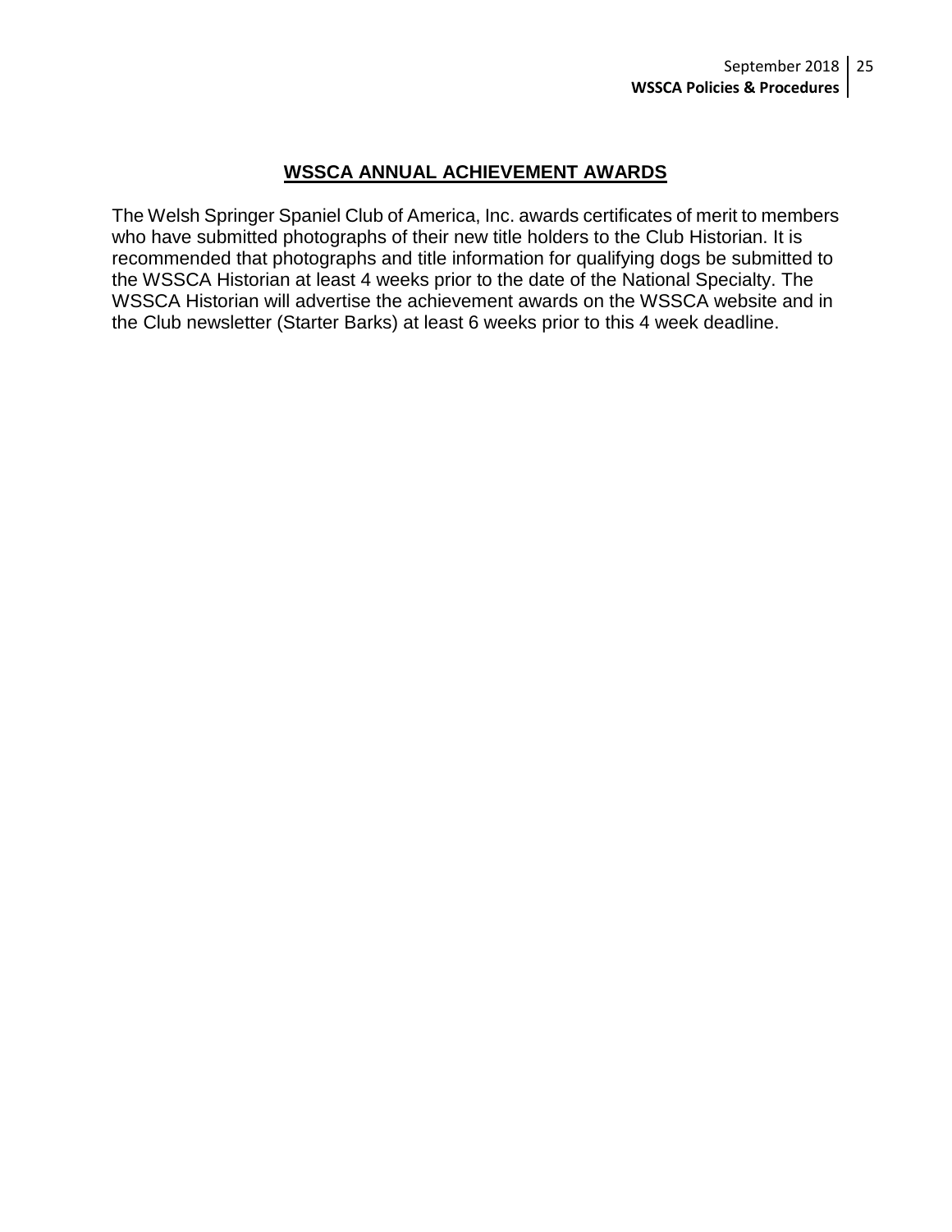## WSSCA ANNUAL ACHIEVEMENT AWARDS

The Welsh Springer Spaniel Club of America, Inc. awards certificates of merit to members who have submitted photographs of their new title holders to the Club Historian. It is recommended that photographs and title information for qualifying dogs be submitted to the WSSCA Historian at least 4 weeks prior to the date of the National Specialty. The WSSCA Historian will advertise the achievement awards on the WSSCA website and in the Club newsletter (Starter Barks) at least 6 weeks prior to this 4 week deadline.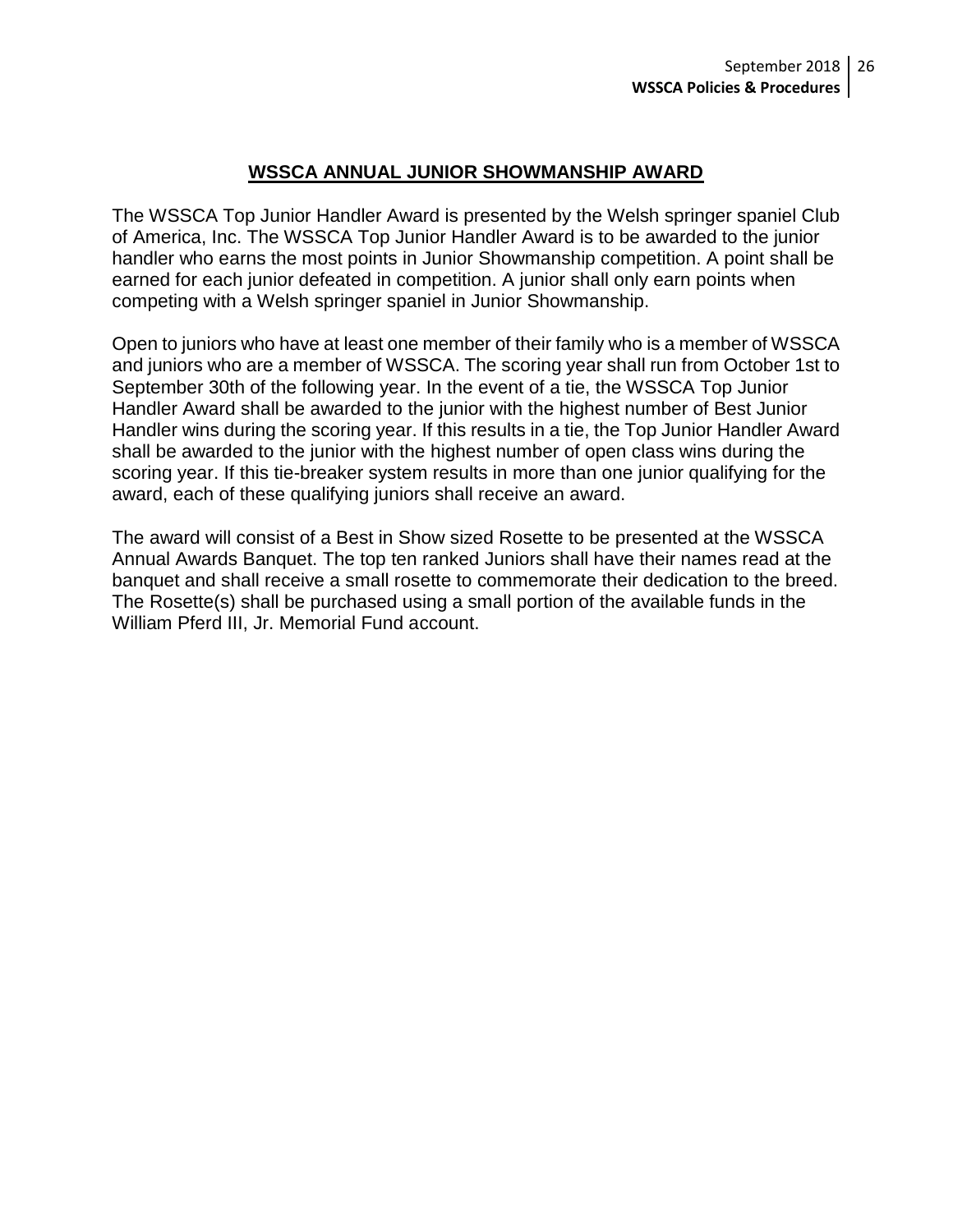## WSSCA ANNUAL JUNIOR SHOWMANSHIP AWARD

The WSSCA Top Junior Handler Award is presented by the Welsh springer spaniel Club of America, Inc. The WSSCA Top Junior Handler Award is to be awarded to the junior handler who earns the most points in Junior Showmanship competition. A point shall be earned for each junior defeated in competition. A junior shall only earn points when competing with a Welsh springer spaniel in Junior Showmanship.

Open to juniors who have at least one member of their family who is a member of WSSCA and juniors who are a member of WSSCA. The scoring year shall run from October 1st to September 30th of the following year. In the event of a tie, the WSSCA Top Junior Handler Award shall be awarded to the junior with the highest number of Best Junior Handler wins during the scoring year. If this results in a tie, the Top Junior Handler Award shall be awarded to the junior with the highest number of open class wins during the scoring year. If this tie-breaker system results in more than one junior qualifying for the award, each of these qualifying juniors shall receive an award.

The award will consist of a Best in Show sized Rosette to be presented at the WSSCA Annual Awards Banquet. The top ten ranked Juniors shall have their names read at the banquet and shall receive a small rosette to commemorate their dedication to the breed. The Rosette(s) shall be purchased using a small portion of the available funds in the William Pferd III, Jr. Memorial Fund account.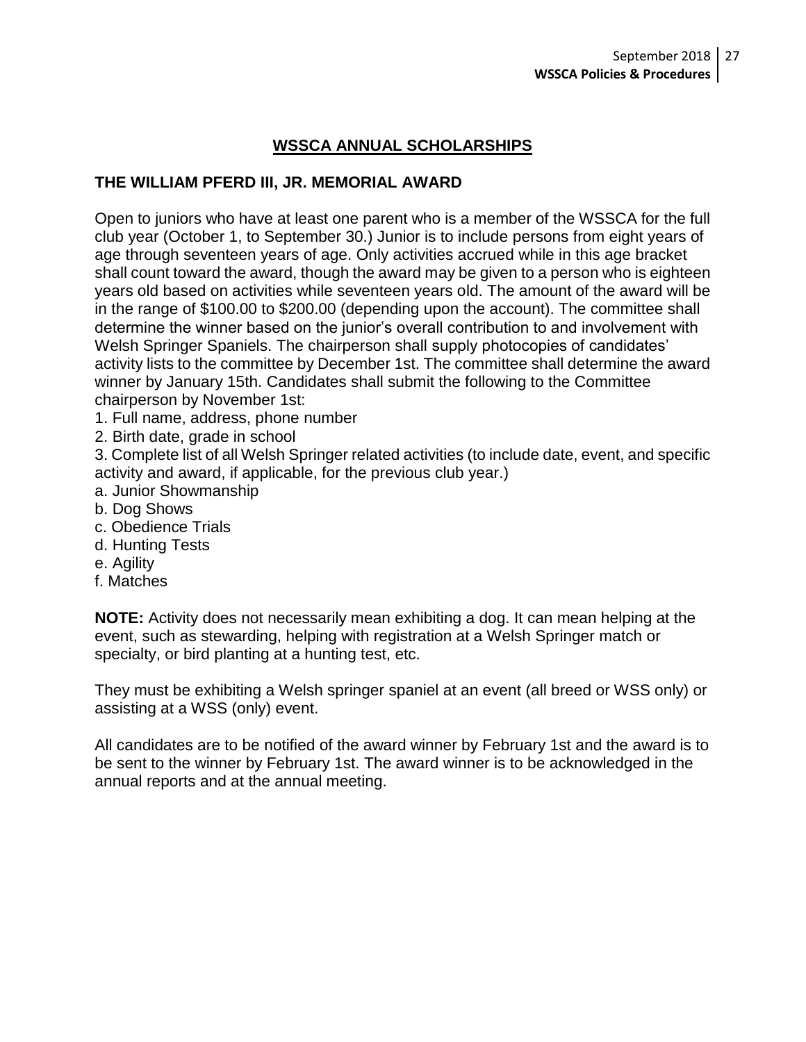## WSSCA ANNUAL SCHOLARSHIPS

### THE WILLIAM PFERD III, JR. MEMORIAL AWARD

Open to juniors who have at least one parent who is a member of the WSSCA for the full club year (October 1, to September 30.) Junior is to include persons from eight years of age through seventeen years of age. Only activities accrued while in this age bracket shall count toward the award, though the award may be given to a person who is eighteen years old based on activities while seventeen years old. The amount of the award will be in the range of $100.00 to $200.00 (depending upon the account). The committee shall determine the winner based on the junior's overall contribution to and involvement with Welsh Springer Spaniels. The chairperson shall supply photocopies of candidates' activity lists to the committee by December 1st. The committee shall determine the award winner by January 15th. Candidates shall submit the following to the Committee chairperson by November 1st:

1. Full name, address, phone number
2. Birth date, grade in school
3. Complete list of all Welsh Springer related activities (to include date, event, and specific activity and award, if applicable, for the previous club year.)

a. Junior Showmanship
b. Dog Shows
c. Obedience Trials
d. Hunting Tests
e. Agility
f. Matches

**NOTE:** Activity does not necessarily mean exhibiting a dog. It can mean helping at the event, such as stewarding, helping with registration at a Welsh Springer match or specialty, or bird planting at a hunting test, etc.

They must be exhibiting a Welsh springer spaniel at an event (all breed or WSS only) or assisting at a WSS (only) event.

All candidates are to be notified of the award winner by February 1st and the award is to be sent to the winner by February 1st. The award winner is to be acknowledged in the annual reports and at the annual meeting.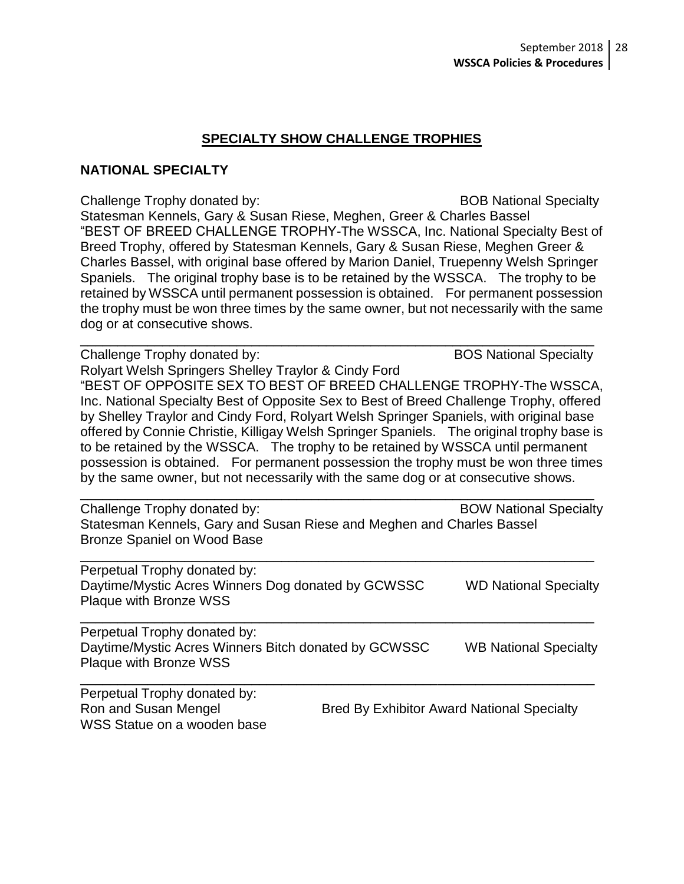## SPECIALTY SHOW CHALLENGE TROPHIES

### NATIONAL SPECIALTY

Challenge Trophy donated by: BOB National Specialty
Statesman Kennels, Gary & Susan Riese, Meghen, Greer & Charles Bassel
"BEST OF BREED CHALLENGE TROPHY-The WSSCA, Inc. National Specialty Best of Breed Trophy, offered by Statesman Kennels, Gary & Susan Riese, Meghen Greer & Charles Bassel, with original base offered by Marion Daniel, Truepenny Welsh Springer Spaniels. The original trophy base is to be retained by the WSSCA. The trophy to be retained by WSSCA until permanent possession is obtained. For permanent possession the trophy must be won three times by the same owner, but not necessarily with the same dog or at consecutive shows.

---

Challenge Trophy donated by: BOS National Specialty
Rolyart Welsh Springers Shelley Traylor & Cindy Ford
"BEST OF OPPOSITE SEX TO BEST OF BREED CHALLENGE TROPHY-The WSSCA, Inc. National Specialty Best of Opposite Sex to Best of Breed Challenge Trophy, offered by Shelley Traylor and Cindy Ford, Rolyart Welsh Springer Spaniels, with original base offered by Connie Christie, Killigay Welsh Springer Spaniels. The original trophy base is to be retained by the WSSCA. The trophy to be retained by WSSCA until permanent possession is obtained. For permanent possession the trophy must be won three times by the same owner, but not necessarily with the same dog or at consecutive shows.

---

Challenge Trophy donated by: BOW National Specialty
Statesman Kennels, Gary and Susan Riese and Meghen and Charles Bassel
Bronze Spaniel on Wood Base

---

Perpetual Trophy donated by:
Daytime/Mystic Acres Winners Dog donated by GCWSSC WD National Specialty
Plaque with Bronze WSS

---

Perpetual Trophy donated by:
Daytime/Mystic Acres Winners Bitch donated by GCWSSC WB National Specialty
Plaque with Bronze WSS

---

Perpetual Trophy donated by:
Ron and Susan Mengel Bred By Exhibitor Award National Specialty
WSS Statue on a wooden base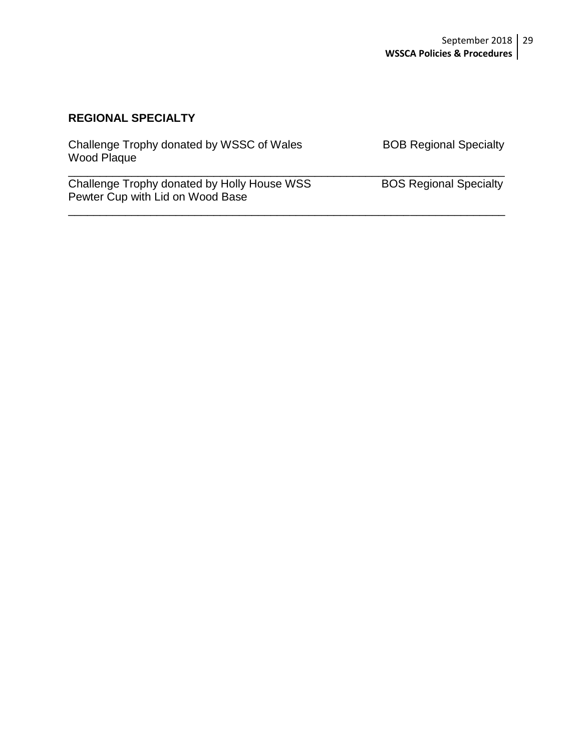### REGIONAL SPECIALTY

| Trophy | Award |
| --- | --- |
| Challenge Trophy donated by WSSC of Wales<br>Wood Plaque | BOB Regional Specialty |
| Challenge Trophy donated by Holly House WSS<br>Pewter Cup with Lid on Wood Base | BOS Regional Specialty |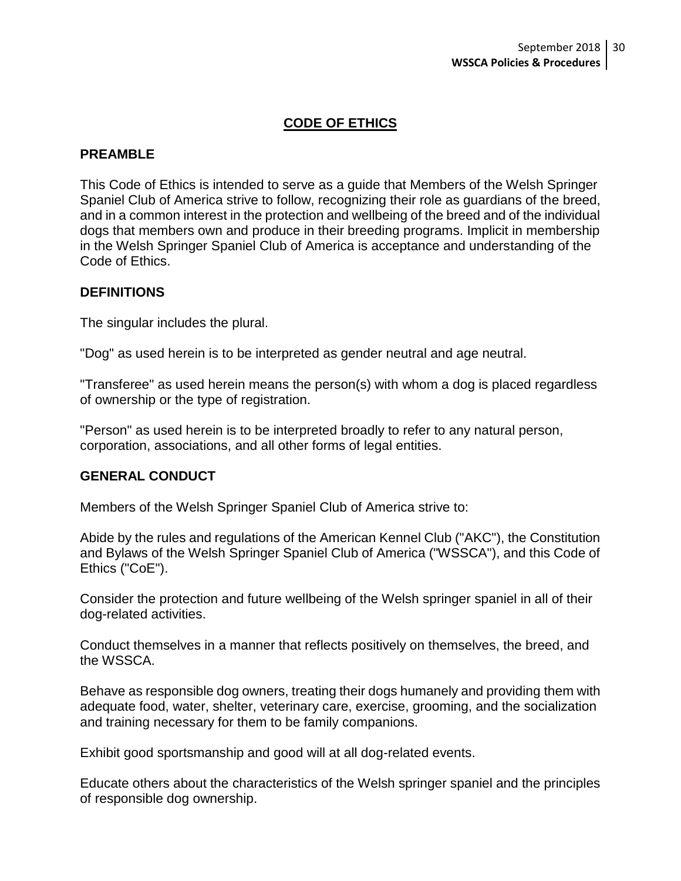# CODE OF ETHICS

## PREAMBLE

This Code of Ethics is intended to serve as a guide that Members of the Welsh Springer Spaniel Club of America strive to follow, recognizing their role as guardians of the breed, and in a common interest in the protection and wellbeing of the breed and of the individual dogs that members own and produce in their breeding programs. Implicit in membership in the Welsh Springer Spaniel Club of America is acceptance and understanding of the Code of Ethics.

## DEFINITIONS

The singular includes the plural.

"Dog" as used herein is to be interpreted as gender neutral and age neutral.

"Transferee" as used herein means the person(s) with whom a dog is placed regardless of ownership or the type of registration.

"Person" as used herein is to be interpreted broadly to refer to any natural person, corporation, associations, and all other forms of legal entities.

## GENERAL CONDUCT

Members of the Welsh Springer Spaniel Club of America strive to:

Abide by the rules and regulations of the American Kennel Club ("AKC"), the Constitution and Bylaws of the Welsh Springer Spaniel Club of America ("WSSCA"), and this Code of Ethics ("CoE").

Consider the protection and future wellbeing of the Welsh springer spaniel in all of their dog-related activities.

Conduct themselves in a manner that reflects positively on themselves, the breed, and the WSSCA.

Behave as responsible dog owners, treating their dogs humanely and providing them with adequate food, water, shelter, veterinary care, exercise, grooming, and the socialization and training necessary for them to be family companions.

Exhibit good sportsmanship and good will at all dog-related events.

Educate others about the characteristics of the Welsh springer spaniel and the principles of responsible dog ownership.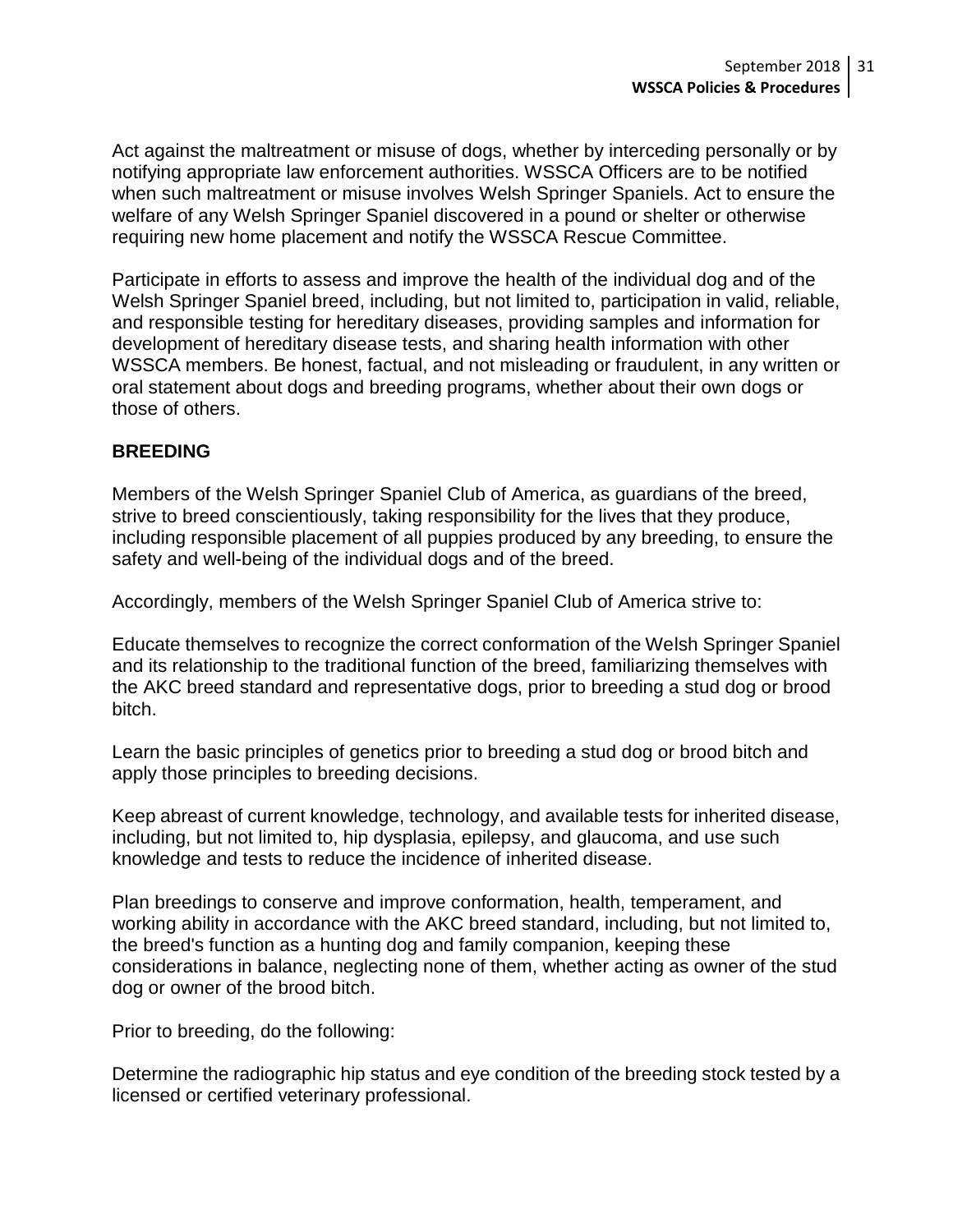Act against the maltreatment or misuse of dogs, whether by interceding personally or by notifying appropriate law enforcement authorities. WSSCA Officers are to be notified when such maltreatment or misuse involves Welsh Springer Spaniels. Act to ensure the welfare of any Welsh Springer Spaniel discovered in a pound or shelter or otherwise requiring new home placement and notify the WSSCA Rescue Committee.

Participate in efforts to assess and improve the health of the individual dog and of the Welsh Springer Spaniel breed, including, but not limited to, participation in valid, reliable, and responsible testing for hereditary diseases, providing samples and information for development of hereditary disease tests, and sharing health information with other WSSCA members. Be honest, factual, and not misleading or fraudulent, in any written or oral statement about dogs and breeding programs, whether about their own dogs or those of others.

**BREEDING**

Members of the Welsh Springer Spaniel Club of America, as guardians of the breed, strive to breed conscientiously, taking responsibility for the lives that they produce, including responsible placement of all puppies produced by any breeding, to ensure the safety and well-being of the individual dogs and of the breed.

Accordingly, members of the Welsh Springer Spaniel Club of America strive to:

Educate themselves to recognize the correct conformation of the Welsh Springer Spaniel and its relationship to the traditional function of the breed, familiarizing themselves with the AKC breed standard and representative dogs, prior to breeding a stud dog or brood bitch.

Learn the basic principles of genetics prior to breeding a stud dog or brood bitch and apply those principles to breeding decisions.

Keep abreast of current knowledge, technology, and available tests for inherited disease, including, but not limited to, hip dysplasia, epilepsy, and glaucoma, and use such knowledge and tests to reduce the incidence of inherited disease.

Plan breedings to conserve and improve conformation, health, temperament, and working ability in accordance with the AKC breed standard, including, but not limited to, the breed's function as a hunting dog and family companion, keeping these considerations in balance, neglecting none of them, whether acting as owner of the stud dog or owner of the brood bitch.

Prior to breeding, do the following:

Determine the radiographic hip status and eye condition of the breeding stock tested by a licensed or certified veterinary professional.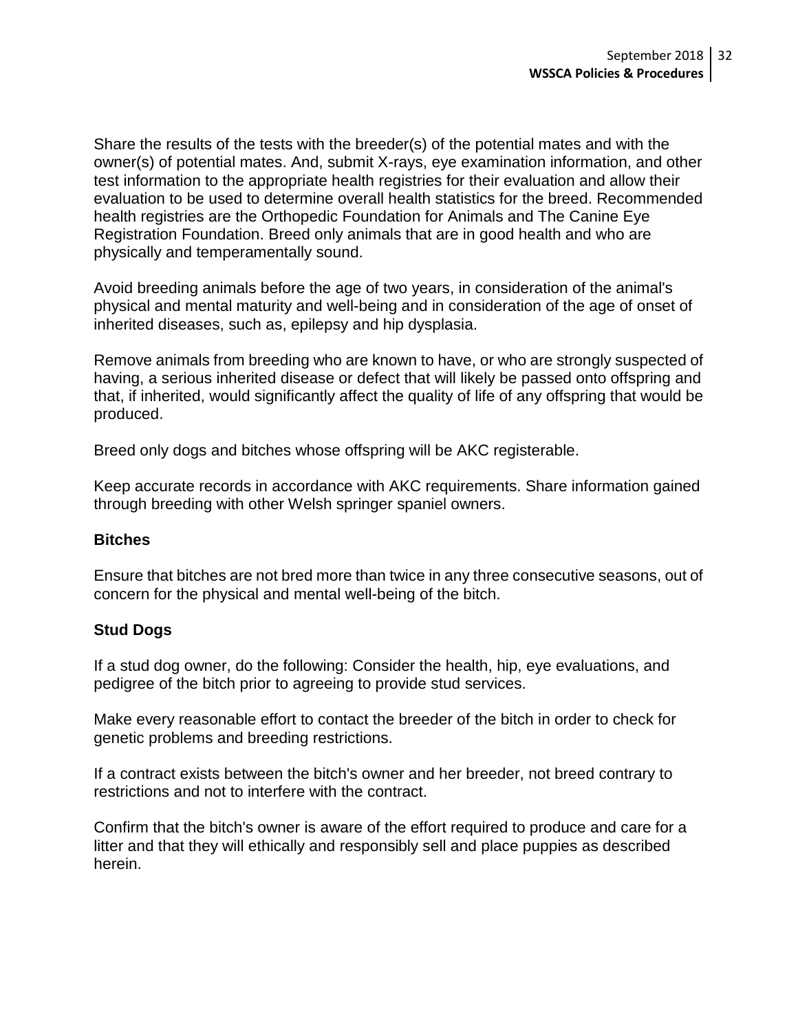Share the results of the tests with the breeder(s) of the potential mates and with the owner(s) of potential mates. And, submit X-rays, eye examination information, and other test information to the appropriate health registries for their evaluation and allow their evaluation to be used to determine overall health statistics for the breed. Recommended health registries are the Orthopedic Foundation for Animals and The Canine Eye Registration Foundation. Breed only animals that are in good health and who are physically and temperamentally sound.

Avoid breeding animals before the age of two years, in consideration of the animal's physical and mental maturity and well-being and in consideration of the age of onset of inherited diseases, such as, epilepsy and hip dysplasia.

Remove animals from breeding who are known to have, or who are strongly suspected of having, a serious inherited disease or defect that will likely be passed onto offspring and that, if inherited, would significantly affect the quality of life of any offspring that would be produced.

Breed only dogs and bitches whose offspring will be AKC registerable.

Keep accurate records in accordance with AKC requirements. Share information gained through breeding with other Welsh springer spaniel owners.

**Bitches**

Ensure that bitches are not bred more than twice in any three consecutive seasons, out of concern for the physical and mental well-being of the bitch.

**Stud Dogs**

If a stud dog owner, do the following: Consider the health, hip, eye evaluations, and pedigree of the bitch prior to agreeing to provide stud services.

Make every reasonable effort to contact the breeder of the bitch in order to check for genetic problems and breeding restrictions.

If a contract exists between the bitch's owner and her breeder, not breed contrary to restrictions and not to interfere with the contract.

Confirm that the bitch's owner is aware of the effort required to produce and care for a litter and that they will ethically and responsibly sell and place puppies as described herein.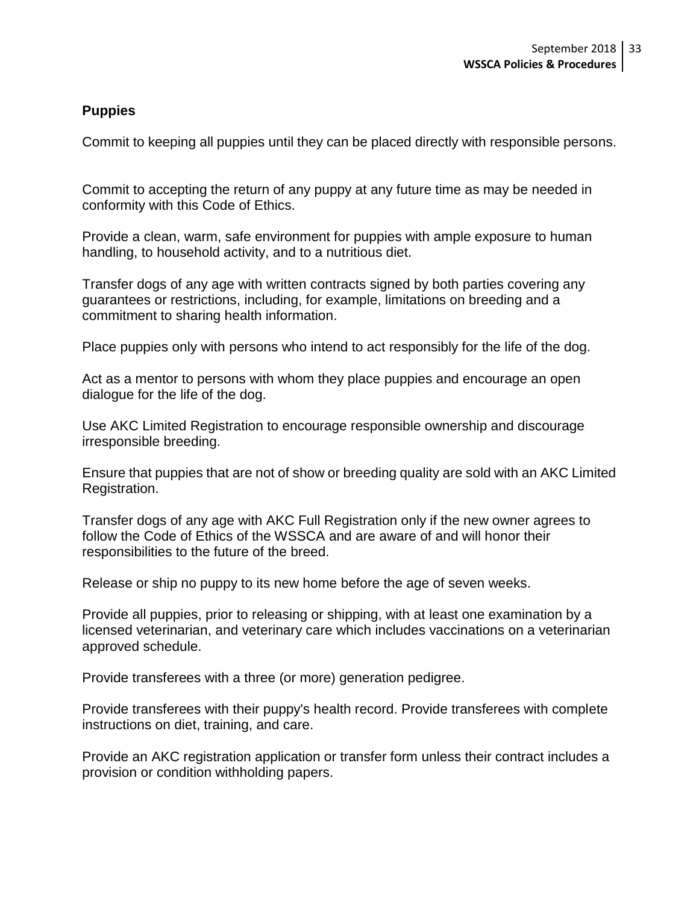### Puppies

Commit to keeping all puppies until they can be placed directly with responsible persons.

Commit to accepting the return of any puppy at any future time as may be needed in conformity with this Code of Ethics.

Provide a clean, warm, safe environment for puppies with ample exposure to human handling, to household activity, and to a nutritious diet.

Transfer dogs of any age with written contracts signed by both parties covering any guarantees or restrictions, including, for example, limitations on breeding and a commitment to sharing health information.

Place puppies only with persons who intend to act responsibly for the life of the dog.

Act as a mentor to persons with whom they place puppies and encourage an open dialogue for the life of the dog.

Use AKC Limited Registration to encourage responsible ownership and discourage irresponsible breeding.

Ensure that puppies that are not of show or breeding quality are sold with an AKC Limited Registration.

Transfer dogs of any age with AKC Full Registration only if the new owner agrees to follow the Code of Ethics of the WSSCA and are aware of and will honor their responsibilities to the future of the breed.

Release or ship no puppy to its new home before the age of seven weeks.

Provide all puppies, prior to releasing or shipping, with at least one examination by a licensed veterinarian, and veterinary care which includes vaccinations on a veterinarian approved schedule.

Provide transferees with a three (or more) generation pedigree.

Provide transferees with their puppy's health record. Provide transferees with complete instructions on diet, training, and care.

Provide an AKC registration application or transfer form unless their contract includes a provision or condition withholding papers.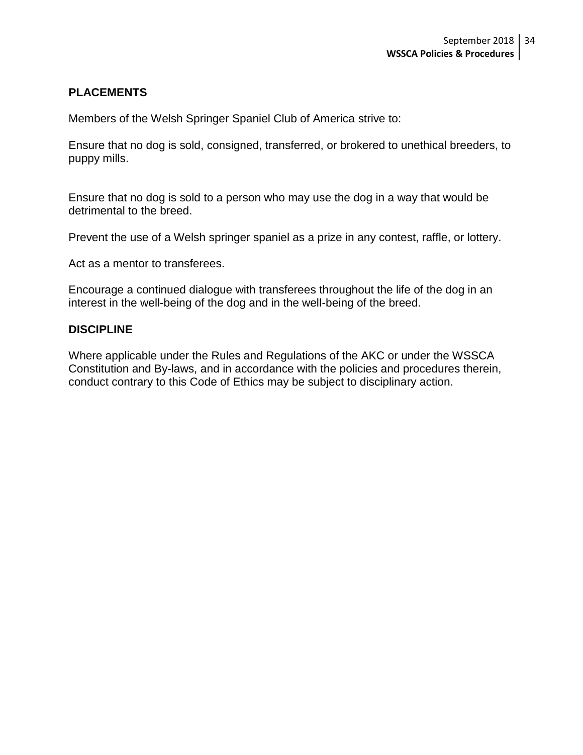## PLACEMENTS

Members of the Welsh Springer Spaniel Club of America strive to:

Ensure that no dog is sold, consigned, transferred, or brokered to unethical breeders, to puppy mills.

Ensure that no dog is sold to a person who may use the dog in a way that would be detrimental to the breed.

Prevent the use of a Welsh springer spaniel as a prize in any contest, raffle, or lottery.

Act as a mentor to transferees.

Encourage a continued dialogue with transferees throughout the life of the dog in an interest in the well-being of the dog and in the well-being of the breed.

## DISCIPLINE

Where applicable under the Rules and Regulations of the AKC or under the WSSCA Constitution and By-laws, and in accordance with the policies and procedures therein, conduct contrary to this Code of Ethics may be subject to disciplinary action.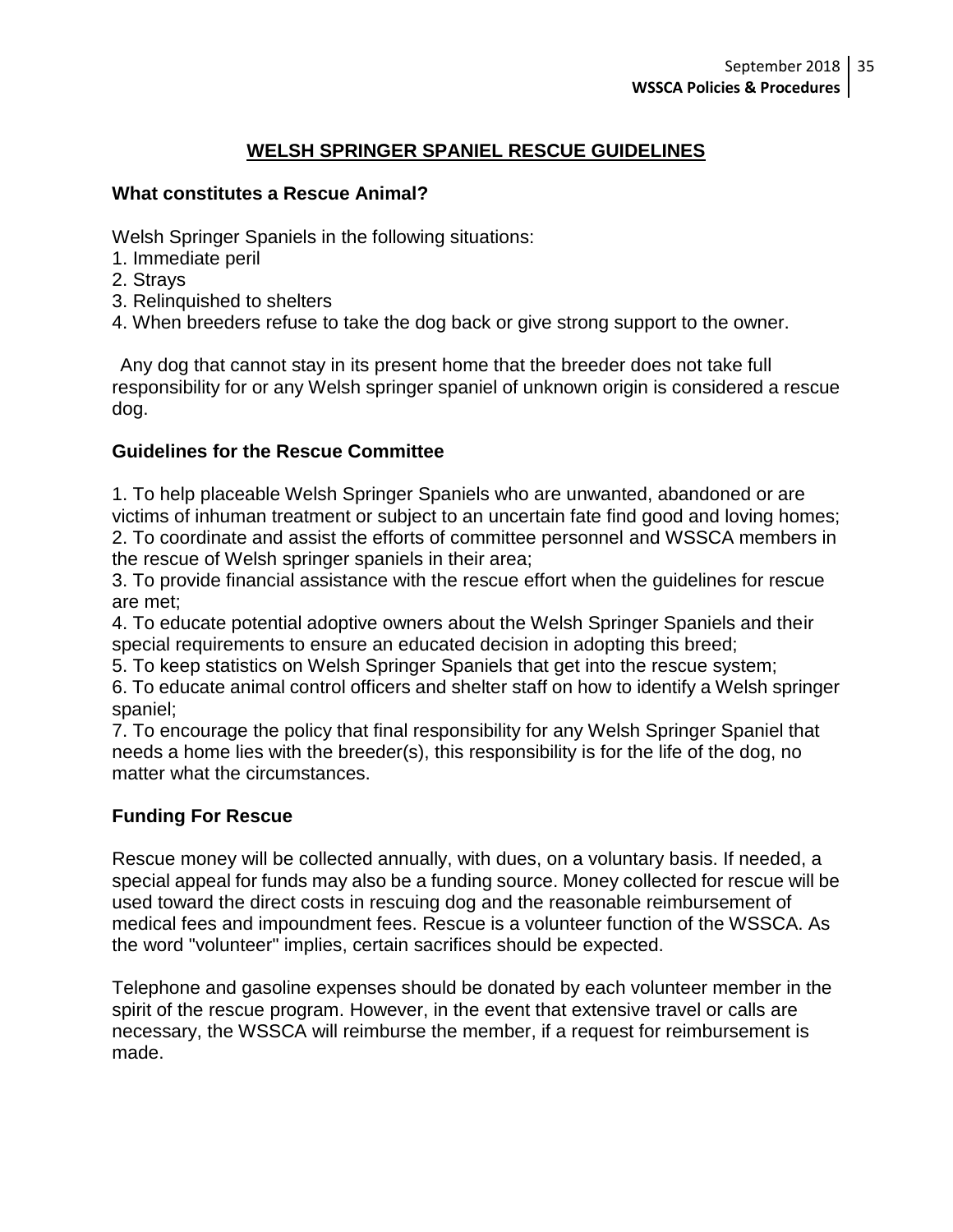## WELSH SPRINGER SPANIEL RESCUE GUIDELINES

### What constitutes a Rescue Animal?

Welsh Springer Spaniels in the following situations:

1. Immediate peril
2. Strays
3. Relinquished to shelters
4. When breeders refuse to take the dog back or give strong support to the owner.

Any dog that cannot stay in its present home that the breeder does not take full responsibility for or any Welsh springer spaniel of unknown origin is considered a rescue dog.

### Guidelines for the Rescue Committee

1. To help placeable Welsh Springer Spaniels who are unwanted, abandoned or are victims of inhuman treatment or subject to an uncertain fate find good and loving homes;
2. To coordinate and assist the efforts of committee personnel and WSSCA members in the rescue of Welsh springer spaniels in their area;
3. To provide financial assistance with the rescue effort when the guidelines for rescue are met;
4. To educate potential adoptive owners about the Welsh Springer Spaniels and their special requirements to ensure an educated decision in adopting this breed;
5. To keep statistics on Welsh Springer Spaniels that get into the rescue system;
6. To educate animal control officers and shelter staff on how to identify a Welsh springer spaniel;
7. To encourage the policy that final responsibility for any Welsh Springer Spaniel that needs a home lies with the breeder(s), this responsibility is for the life of the dog, no matter what the circumstances.

### Funding For Rescue

Rescue money will be collected annually, with dues, on a voluntary basis. If needed, a special appeal for funds may also be a funding source. Money collected for rescue will be used toward the direct costs in rescuing dog and the reasonable reimbursement of medical fees and impoundment fees. Rescue is a volunteer function of the WSSCA. As the word "volunteer" implies, certain sacrifices should be expected.

Telephone and gasoline expenses should be donated by each volunteer member in the spirit of the rescue program. However, in the event that extensive travel or calls are necessary, the WSSCA will reimburse the member, if a request for reimbursement is made.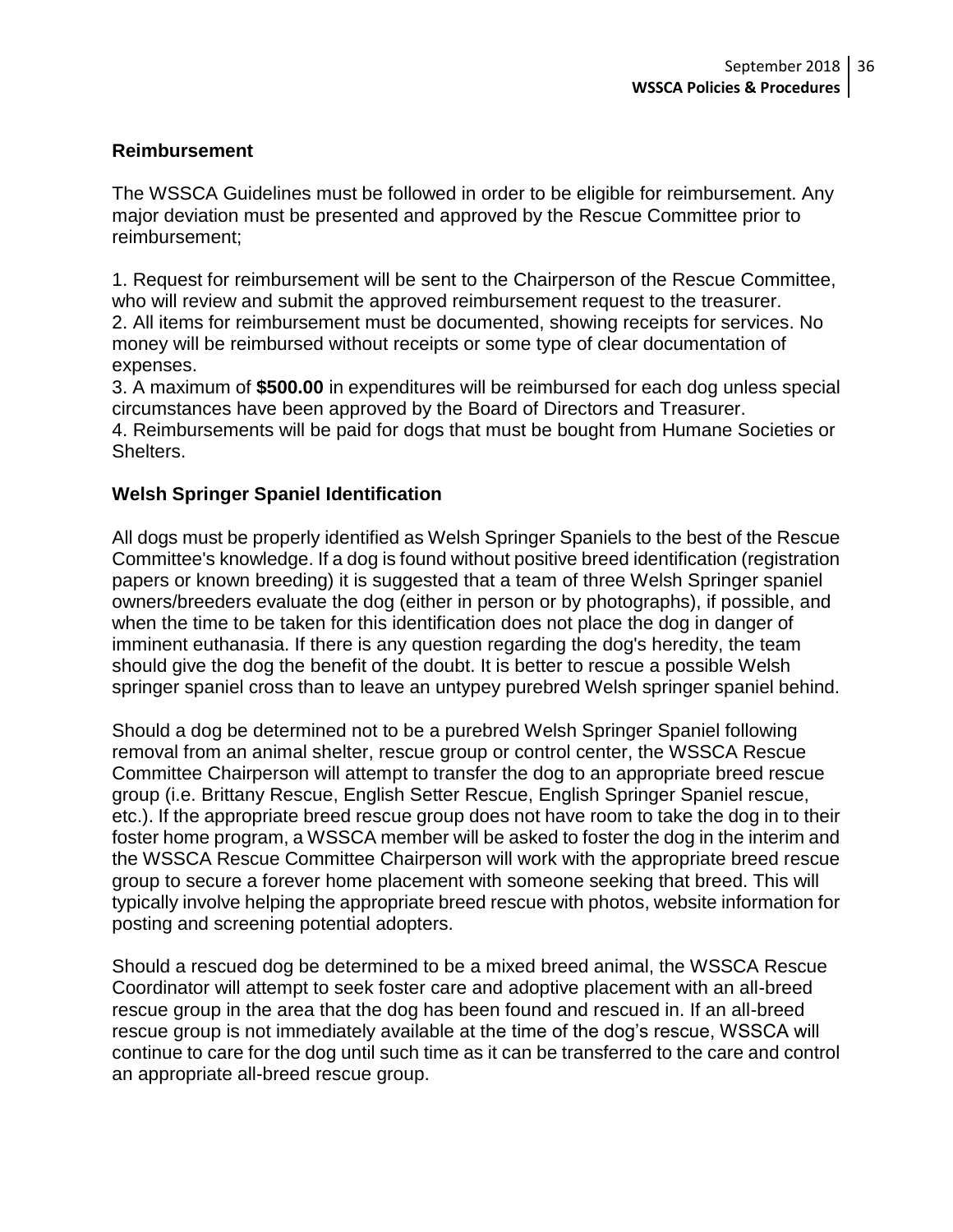### Reimbursement

The WSSCA Guidelines must be followed in order to be eligible for reimbursement. Any major deviation must be presented and approved by the Rescue Committee prior to reimbursement;

1. Request for reimbursement will be sent to the Chairperson of the Rescue Committee, who will review and submit the approved reimbursement request to the treasurer.
2. All items for reimbursement must be documented, showing receipts for services. No money will be reimbursed without receipts or some type of clear documentation of expenses.
3. A maximum of **$500.00** in expenditures will be reimbursed for each dog unless special circumstances have been approved by the Board of Directors and Treasurer.
4. Reimbursements will be paid for dogs that must be bought from Humane Societies or Shelters.

### Welsh Springer Spaniel Identification

All dogs must be properly identified as Welsh Springer Spaniels to the best of the Rescue Committee's knowledge. If a dog is found without positive breed identification (registration papers or known breeding) it is suggested that a team of three Welsh Springer spaniel owners/breeders evaluate the dog (either in person or by photographs), if possible, and when the time to be taken for this identification does not place the dog in danger of imminent euthanasia. If there is any question regarding the dog's heredity, the team should give the dog the benefit of the doubt. It is better to rescue a possible Welsh springer spaniel cross than to leave an untypey purebred Welsh springer spaniel behind.

Should a dog be determined not to be a purebred Welsh Springer Spaniel following removal from an animal shelter, rescue group or control center, the WSSCA Rescue Committee Chairperson will attempt to transfer the dog to an appropriate breed rescue group (i.e. Brittany Rescue, English Setter Rescue, English Springer Spaniel rescue, etc.). If the appropriate breed rescue group does not have room to take the dog in to their foster home program, a WSSCA member will be asked to foster the dog in the interim and the WSSCA Rescue Committee Chairperson will work with the appropriate breed rescue group to secure a forever home placement with someone seeking that breed. This will typically involve helping the appropriate breed rescue with photos, website information for posting and screening potential adopters.

Should a rescued dog be determined to be a mixed breed animal, the WSSCA Rescue Coordinator will attempt to seek foster care and adoptive placement with an all-breed rescue group in the area that the dog has been found and rescued in. If an all-breed rescue group is not immediately available at the time of the dog's rescue, WSSCA will continue to care for the dog until such time as it can be transferred to the care and control an appropriate all-breed rescue group.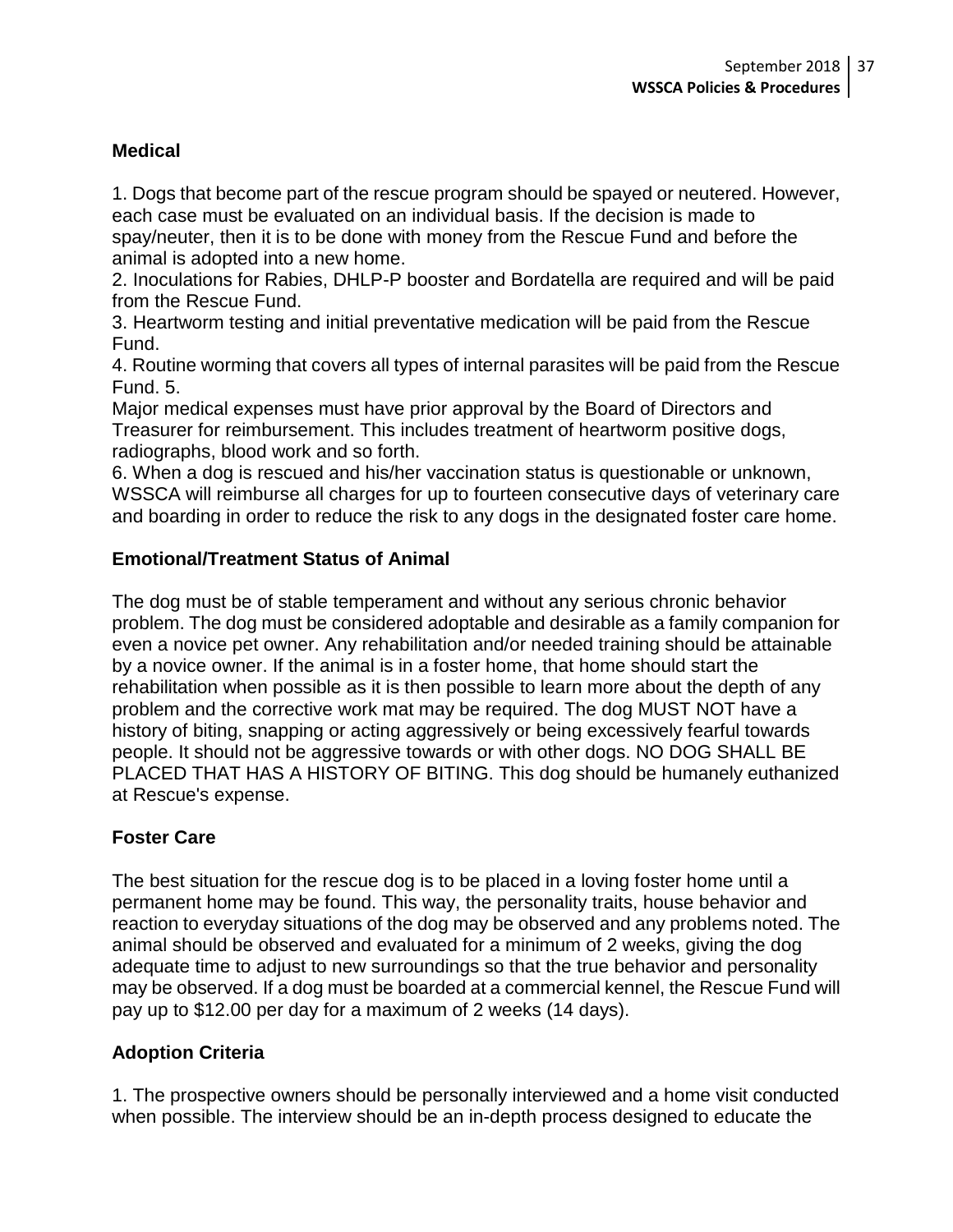**Medical**

1. Dogs that become part of the rescue program should be spayed or neutered. However, each case must be evaluated on an individual basis. If the decision is made to spay/neuter, then it is to be done with money from the Rescue Fund and before the animal is adopted into a new home.
2. Inoculations for Rabies, DHLP-P booster and Bordatella are required and will be paid from the Rescue Fund.
3. Heartworm testing and initial preventative medication will be paid from the Rescue Fund.
4. Routine worming that covers all types of internal parasites will be paid from the Rescue Fund. 5.
Major medical expenses must have prior approval by the Board of Directors and Treasurer for reimbursement. This includes treatment of heartworm positive dogs, radiographs, blood work and so forth.
6. When a dog is rescued and his/her vaccination status is questionable or unknown, WSSCA will reimburse all charges for up to fourteen consecutive days of veterinary care and boarding in order to reduce the risk to any dogs in the designated foster care home.

**Emotional/Treatment Status of Animal**

The dog must be of stable temperament and without any serious chronic behavior problem. The dog must be considered adoptable and desirable as a family companion for even a novice pet owner. Any rehabilitation and/or needed training should be attainable by a novice owner. If the animal is in a foster home, that home should start the rehabilitation when possible as it is then possible to learn more about the depth of any problem and the corrective work mat may be required. The dog MUST NOT have a history of biting, snapping or acting aggressively or being excessively fearful towards people. It should not be aggressive towards or with other dogs. NO DOG SHALL BE PLACED THAT HAS A HISTORY OF BITING. This dog should be humanely euthanized at Rescue's expense.

**Foster Care**

The best situation for the rescue dog is to be placed in a loving foster home until a permanent home may be found. This way, the personality traits, house behavior and reaction to everyday situations of the dog may be observed and any problems noted. The animal should be observed and evaluated for a minimum of 2 weeks, giving the dog adequate time to adjust to new surroundings so that the true behavior and personality may be observed. If a dog must be boarded at a commercial kennel, the Rescue Fund will pay up to $12.00 per day for a maximum of 2 weeks (14 days).

**Adoption Criteria**

1. The prospective owners should be personally interviewed and a home visit conducted when possible. The interview should be an in-depth process designed to educate the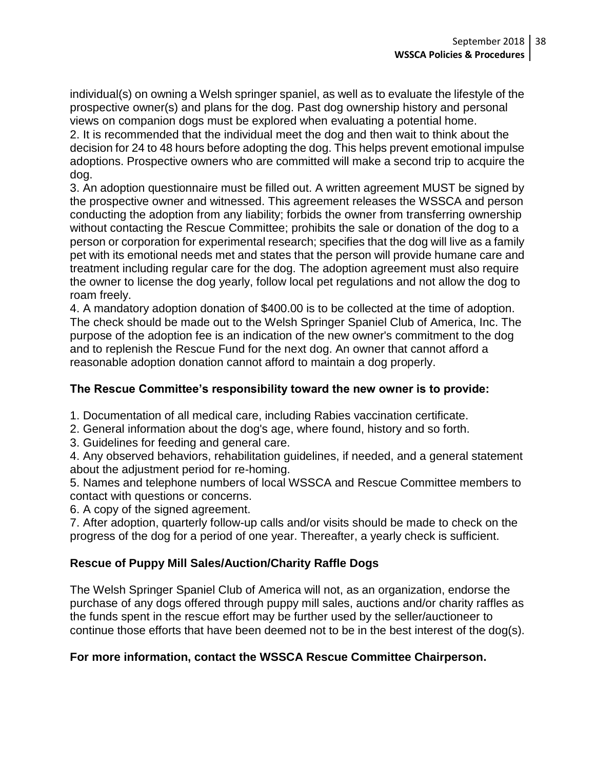individual(s) on owning a Welsh springer spaniel, as well as to evaluate the lifestyle of the prospective owner(s) and plans for the dog. Past dog ownership history and personal views on companion dogs must be explored when evaluating a potential home.

2. It is recommended that the individual meet the dog and then wait to think about the decision for 24 to 48 hours before adopting the dog. This helps prevent emotional impulse adoptions. Prospective owners who are committed will make a second trip to acquire the dog.

3. An adoption questionnaire must be filled out. A written agreement MUST be signed by the prospective owner and witnessed. This agreement releases the WSSCA and person conducting the adoption from any liability; forbids the owner from transferring ownership without contacting the Rescue Committee; prohibits the sale or donation of the dog to a person or corporation for experimental research; specifies that the dog will live as a family pet with its emotional needs met and states that the person will provide humane care and treatment including regular care for the dog. The adoption agreement must also require the owner to license the dog yearly, follow local pet regulations and not allow the dog to roam freely.

4. A mandatory adoption donation of $400.00 is to be collected at the time of adoption. The check should be made out to the Welsh Springer Spaniel Club of America, Inc. The purpose of the adoption fee is an indication of the new owner's commitment to the dog and to replenish the Rescue Fund for the next dog. An owner that cannot afford a reasonable adoption donation cannot afford to maintain a dog properly.

**The Rescue Committee's responsibility toward the new owner is to provide:**

1. Documentation of all medical care, including Rabies vaccination certificate.
2. General information about the dog's age, where found, history and so forth.
3. Guidelines for feeding and general care.
4. Any observed behaviors, rehabilitation guidelines, if needed, and a general statement about the adjustment period for re-homing.
5. Names and telephone numbers of local WSSCA and Rescue Committee members to contact with questions or concerns.
6. A copy of the signed agreement.
7. After adoption, quarterly follow-up calls and/or visits should be made to check on the progress of the dog for a period of one year. Thereafter, a yearly check is sufficient.

**Rescue of Puppy Mill Sales/Auction/Charity Raffle Dogs**

The Welsh Springer Spaniel Club of America will not, as an organization, endorse the purchase of any dogs offered through puppy mill sales, auctions and/or charity raffles as the funds spent in the rescue effort may be further used by the seller/auctioneer to continue those efforts that have been deemed not to be in the best interest of the dog(s).

**For more information, contact the WSSCA Rescue Committee Chairperson.**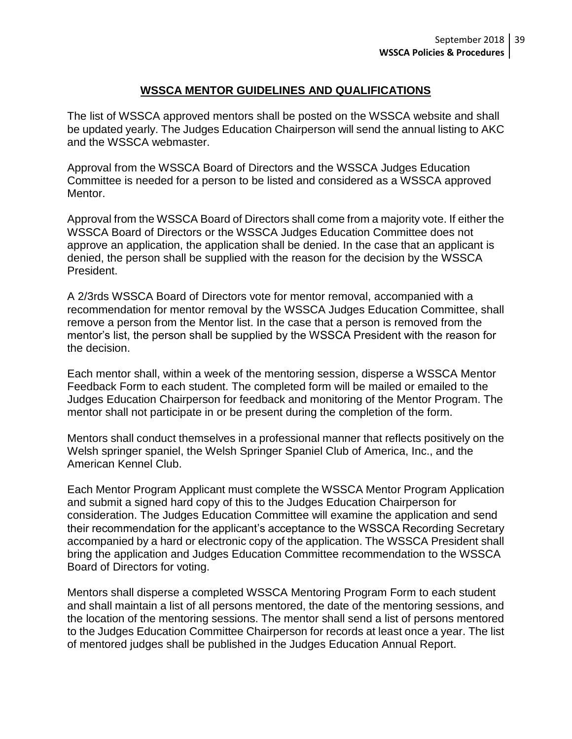## WSSCA MENTOR GUIDELINES AND QUALIFICATIONS

The list of WSSCA approved mentors shall be posted on the WSSCA website and shall be updated yearly. The Judges Education Chairperson will send the annual listing to AKC and the WSSCA webmaster.

Approval from the WSSCA Board of Directors and the WSSCA Judges Education Committee is needed for a person to be listed and considered as a WSSCA approved Mentor.

Approval from the WSSCA Board of Directors shall come from a majority vote. If either the WSSCA Board of Directors or the WSSCA Judges Education Committee does not approve an application, the application shall be denied. In the case that an applicant is denied, the person shall be supplied with the reason for the decision by the WSSCA President.

A 2/3rds WSSCA Board of Directors vote for mentor removal, accompanied with a recommendation for mentor removal by the WSSCA Judges Education Committee, shall remove a person from the Mentor list. In the case that a person is removed from the mentor's list, the person shall be supplied by the WSSCA President with the reason for the decision.

Each mentor shall, within a week of the mentoring session, disperse a WSSCA Mentor Feedback Form to each student. The completed form will be mailed or emailed to the Judges Education Chairperson for feedback and monitoring of the Mentor Program. The mentor shall not participate in or be present during the completion of the form.

Mentors shall conduct themselves in a professional manner that reflects positively on the Welsh springer spaniel, the Welsh Springer Spaniel Club of America, Inc., and the American Kennel Club.

Each Mentor Program Applicant must complete the WSSCA Mentor Program Application and submit a signed hard copy of this to the Judges Education Chairperson for consideration. The Judges Education Committee will examine the application and send their recommendation for the applicant's acceptance to the WSSCA Recording Secretary accompanied by a hard or electronic copy of the application. The WSSCA President shall bring the application and Judges Education Committee recommendation to the WSSCA Board of Directors for voting.

Mentors shall disperse a completed WSSCA Mentoring Program Form to each student and shall maintain a list of all persons mentored, the date of the mentoring sessions, and the location of the mentoring sessions. The mentor shall send a list of persons mentored to the Judges Education Committee Chairperson for records at least once a year. The list of mentored judges shall be published in the Judges Education Annual Report.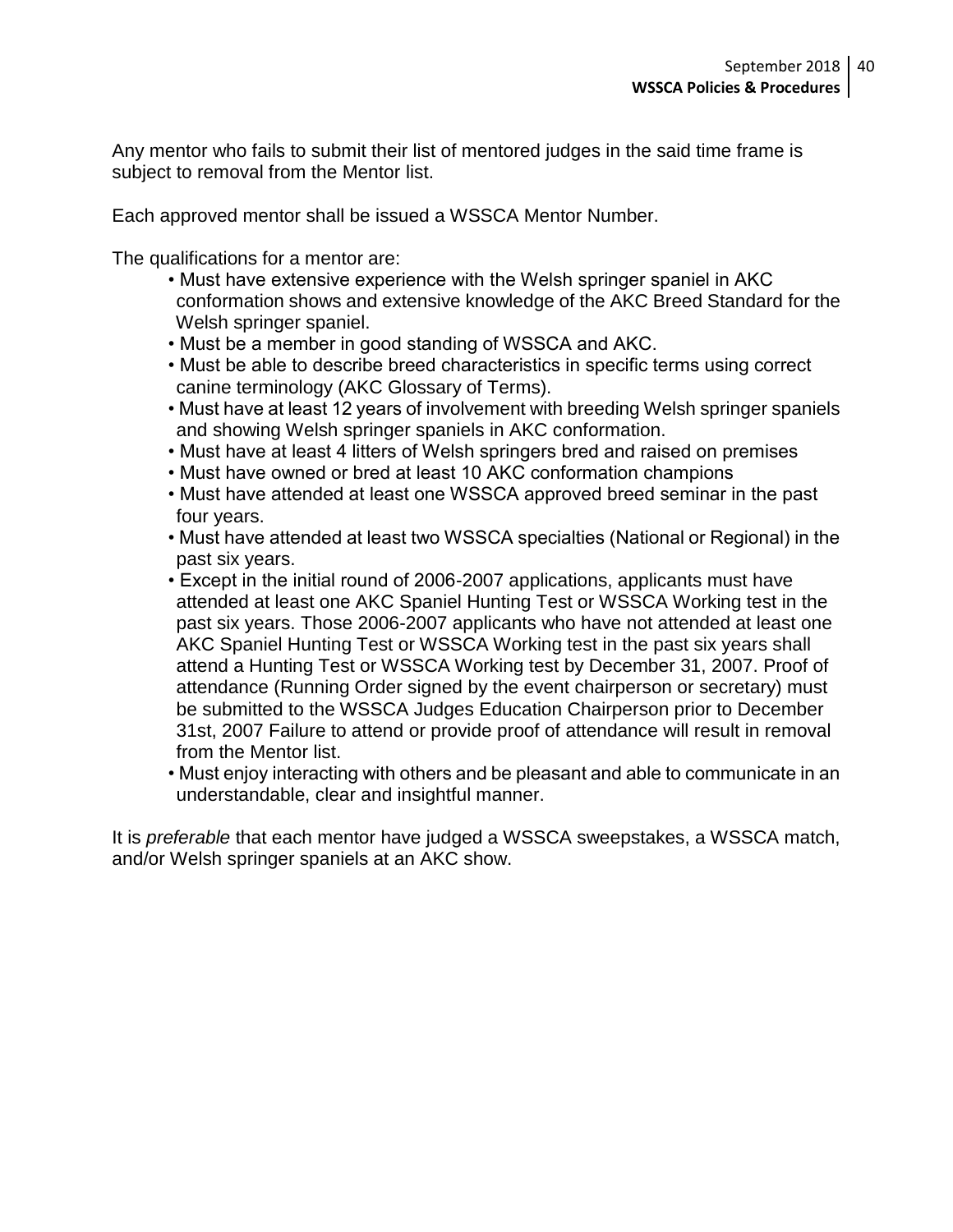Any mentor who fails to submit their list of mentored judges in the said time frame is subject to removal from the Mentor list.

Each approved mentor shall be issued a WSSCA Mentor Number.

The qualifications for a mentor are:

- Must have extensive experience with the Welsh springer spaniel in AKC conformation shows and extensive knowledge of the AKC Breed Standard for the Welsh springer spaniel.
- Must be a member in good standing of WSSCA and AKC.
- Must be able to describe breed characteristics in specific terms using correct canine terminology (AKC Glossary of Terms).
- Must have at least 12 years of involvement with breeding Welsh springer spaniels and showing Welsh springer spaniels in AKC conformation.
- Must have at least 4 litters of Welsh springers bred and raised on premises
- Must have owned or bred at least 10 AKC conformation champions
- Must have attended at least one WSSCA approved breed seminar in the past four years.
- Must have attended at least two WSSCA specialties (National or Regional) in the past six years.
- Except in the initial round of 2006-2007 applications, applicants must have attended at least one AKC Spaniel Hunting Test or WSSCA Working test in the past six years. Those 2006-2007 applicants who have not attended at least one AKC Spaniel Hunting Test or WSSCA Working test in the past six years shall attend a Hunting Test or WSSCA Working test by December 31, 2007. Proof of attendance (Running Order signed by the event chairperson or secretary) must be submitted to the WSSCA Judges Education Chairperson prior to December 31st, 2007 Failure to attend or provide proof of attendance will result in removal from the Mentor list.
- Must enjoy interacting with others and be pleasant and able to communicate in an understandable, clear and insightful manner.

It is *preferable* that each mentor have judged a WSSCA sweepstakes, a WSSCA match, and/or Welsh springer spaniels at an AKC show.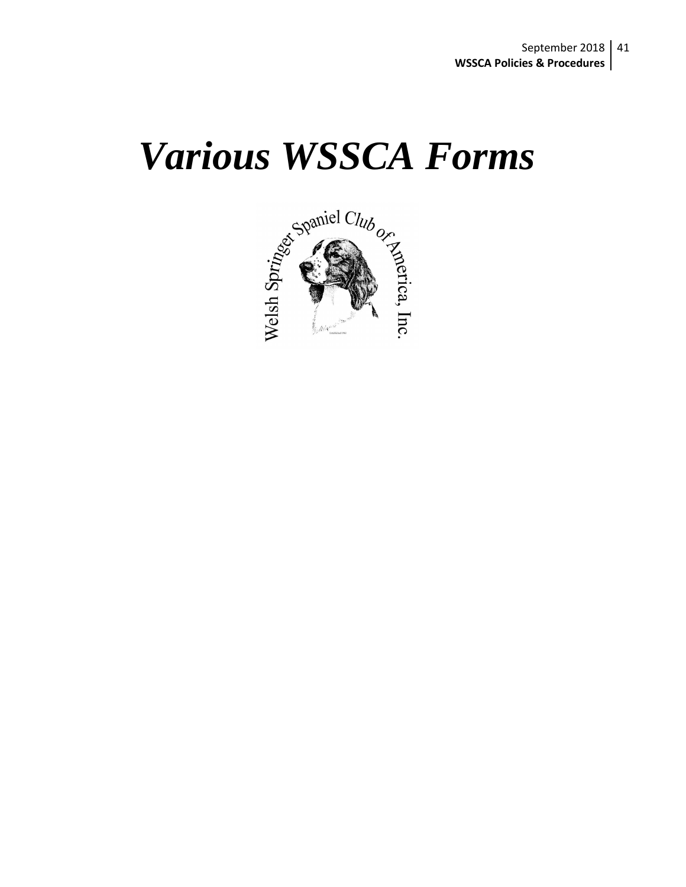# *Various WSSCA Forms*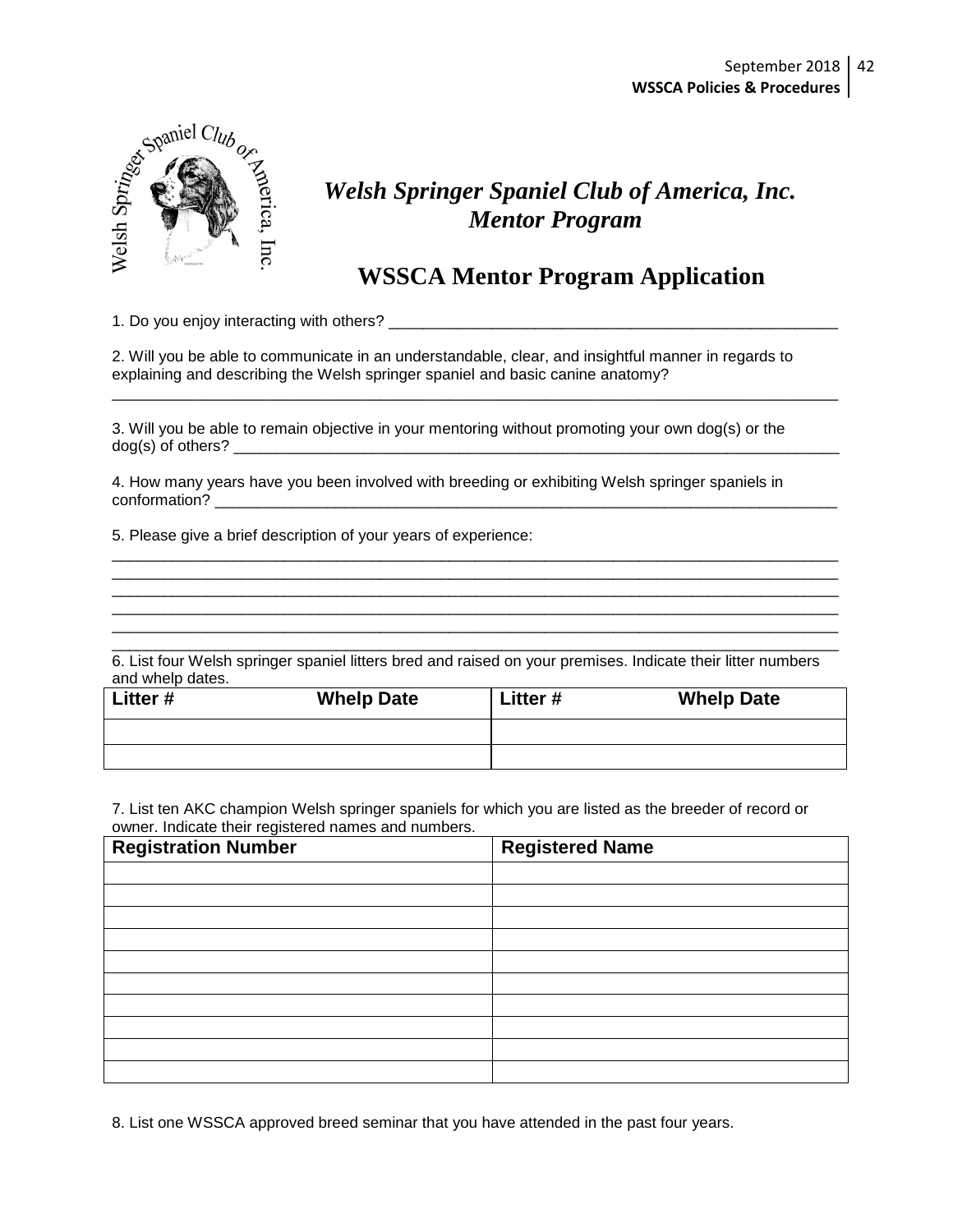# *Welsh Springer Spaniel Club of America, Inc.*
## *Mentor Program*

## WSSCA Mentor Program Application

1. Do you enjoy interacting with others? _______________________________________________

2. Will you be able to communicate in an understandable, clear, and insightful manner in regards to explaining and describing the Welsh springer spaniel and basic canine anatomy?
_____________________________________________________________________________

3. Will you be able to remain objective in your mentoring without promoting your own dog(s) or the dog(s) of others? _______________________________________________________________

4. How many years have you been involved with breeding or exhibiting Welsh springer spaniels in conformation? ___________________________________________________________________

5. Please give a brief description of your years of experience:
_____________________________________________________________________________
_____________________________________________________________________________
_____________________________________________________________________________
_____________________________________________________________________________
_____________________________________________________________________________
_____________________________________________________________________________

6. List four Welsh springer spaniel litters bred and raised on your premises. Indicate their litter numbers and whelp dates.

| Litter # | Whelp Date | Litter # | Whelp Date |
|---|---|---|---|
| | | | |
| | | | |

7. List ten AKC champion Welsh springer spaniels for which you are listed as the breeder of record or owner. Indicate their registered names and numbers.

| Registration Number | Registered Name |
|---|---|
| | |
| | |
| | |
| | |
| | |
| | |
| | |
| | |
| | |
| | |

8. List one WSSCA approved breed seminar that you have attended in the past four years.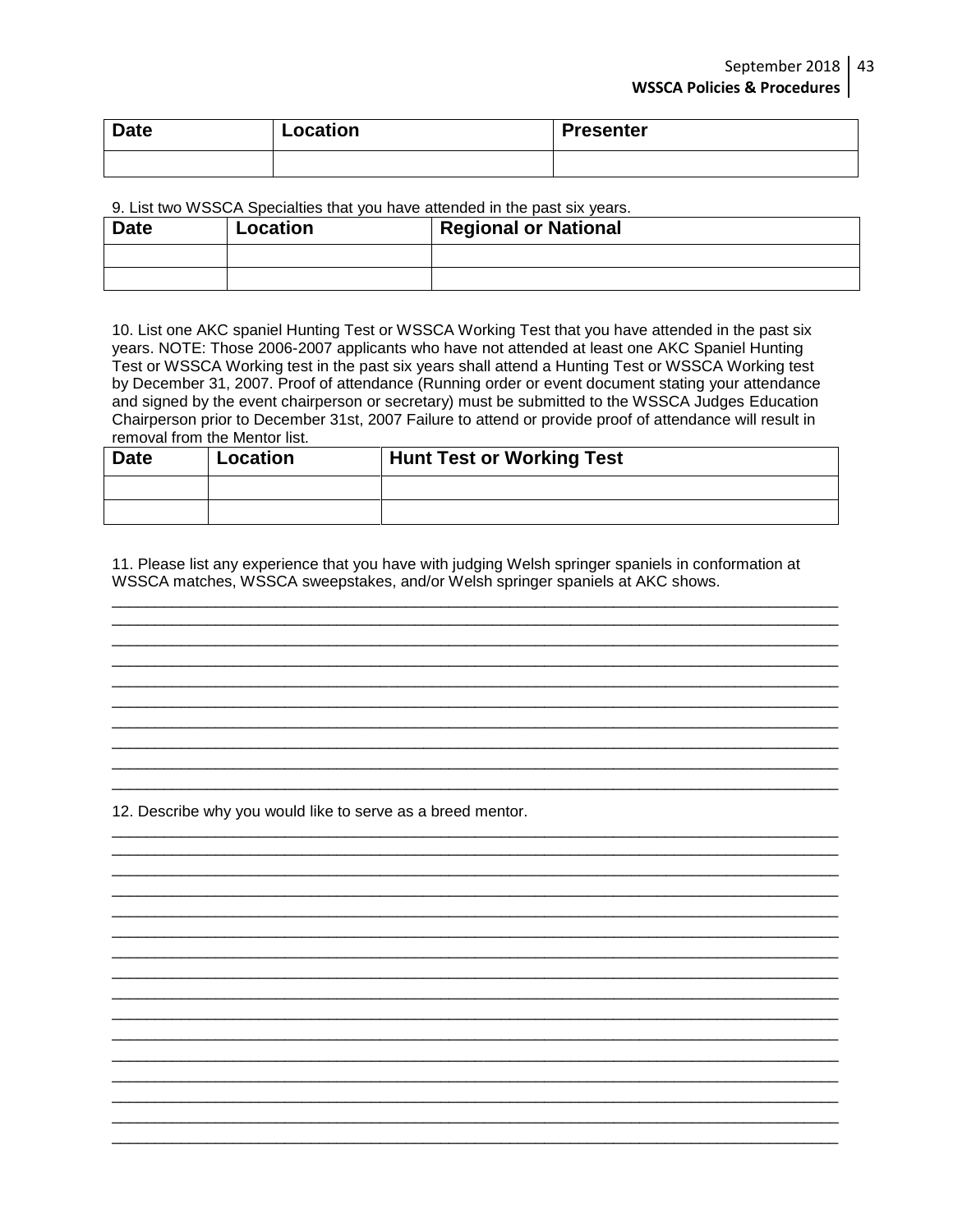| Date | Location | Presenter |
|---|---|---|
| | | |

9. List two WSSCA Specialties that you have attended in the past six years.

| Date | Location | Regional or National |
|---|---|---|
| | | |
| | | |

10. List one AKC spaniel Hunting Test or WSSCA Working Test that you have attended in the past six years. NOTE: Those 2006-2007 applicants who have not attended at least one AKC Spaniel Hunting Test or WSSCA Working test in the past six years shall attend a Hunting Test or WSSCA Working test by December 31, 2007. Proof of attendance (Running order or event document stating your attendance and signed by the event chairperson or secretary) must be submitted to the WSSCA Judges Education Chairperson prior to December 31st, 2007 Failure to attend or provide proof of attendance will result in removal from the Mentor list.

| Date | Location | Hunt Test or Working Test |
|---|---|---|
| | | |
| | | |

11. Please list any experience that you have with judging Welsh springer spaniels in conformation at WSSCA matches, WSSCA sweepstakes, and/or Welsh springer spaniels at AKC shows.

_______________________________________________________________________________
_______________________________________________________________________________
_______________________________________________________________________________
_______________________________________________________________________________
_______________________________________________________________________________
_______________________________________________________________________________
_______________________________________________________________________________
_______________________________________________________________________________
_______________________________________________________________________________
_______________________________________________________________________________

12. Describe why you would like to serve as a breed mentor.

_______________________________________________________________________________
_______________________________________________________________________________
_______________________________________________________________________________
_______________________________________________________________________________
_______________________________________________________________________________
_______________________________________________________________________________
_______________________________________________________________________________
_______________________________________________________________________________
_______________________________________________________________________________
_______________________________________________________________________________
_______________________________________________________________________________
_______________________________________________________________________________
_______________________________________________________________________________
_______________________________________________________________________________
_______________________________________________________________________________
_______________________________________________________________________________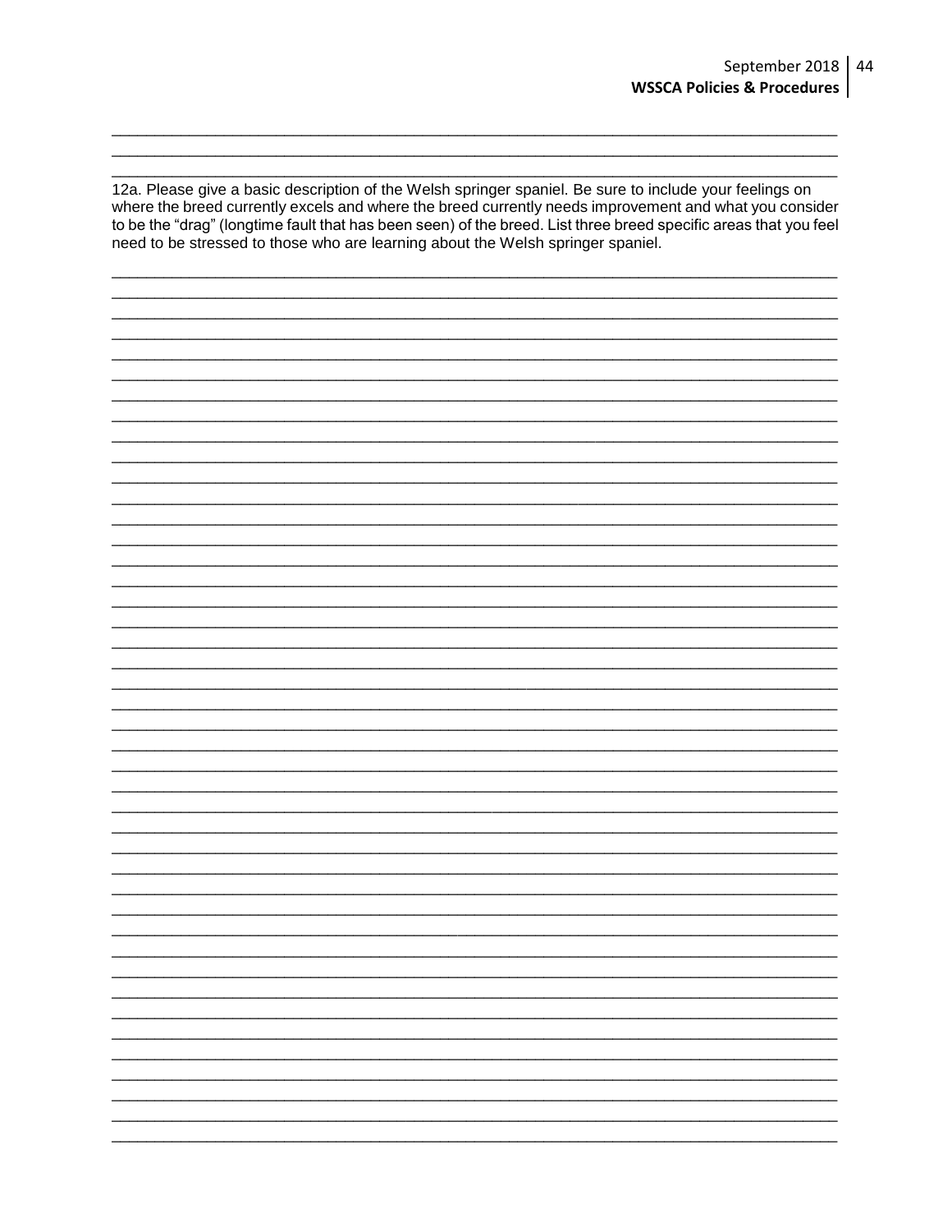12a. Please give a basic description of the Welsh springer spaniel. Be sure to include your feelings on where the breed currently excels and where the breed currently needs improvement and what you consider to be the "drag" (longtime fault that has been seen) of the breed. List three breed specific areas that you feel need to be stressed to those who are learning about the Welsh springer spaniel.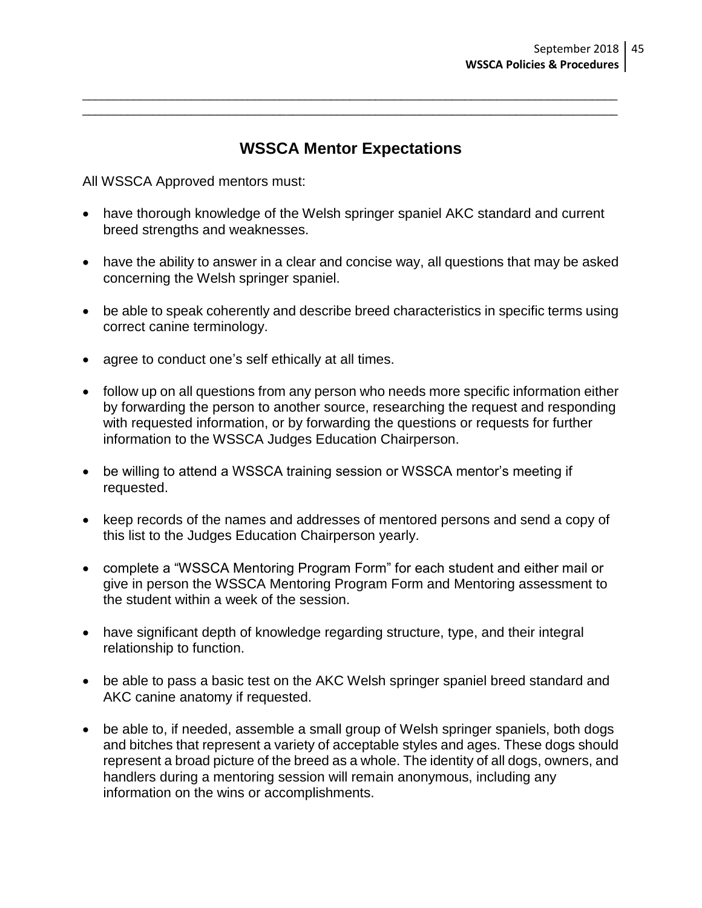## WSSCA Mentor Expectations

All WSSCA Approved mentors must:

- have thorough knowledge of the Welsh springer spaniel AKC standard and current breed strengths and weaknesses.
- have the ability to answer in a clear and concise way, all questions that may be asked concerning the Welsh springer spaniel.
- be able to speak coherently and describe breed characteristics in specific terms using correct canine terminology.
- agree to conduct one's self ethically at all times.
- follow up on all questions from any person who needs more specific information either by forwarding the person to another source, researching the request and responding with requested information, or by forwarding the questions or requests for further information to the WSSCA Judges Education Chairperson.
- be willing to attend a WSSCA training session or WSSCA mentor's meeting if requested.
- keep records of the names and addresses of mentored persons and send a copy of this list to the Judges Education Chairperson yearly.
- complete a "WSSCA Mentoring Program Form" for each student and either mail or give in person the WSSCA Mentoring Program Form and Mentoring assessment to the student within a week of the session.
- have significant depth of knowledge regarding structure, type, and their integral relationship to function.
- be able to pass a basic test on the AKC Welsh springer spaniel breed standard and AKC canine anatomy if requested.
- be able to, if needed, assemble a small group of Welsh springer spaniels, both dogs and bitches that represent a variety of acceptable styles and ages. These dogs should represent a broad picture of the breed as a whole. The identity of all dogs, owners, and handlers during a mentoring session will remain anonymous, including any information on the wins or accomplishments.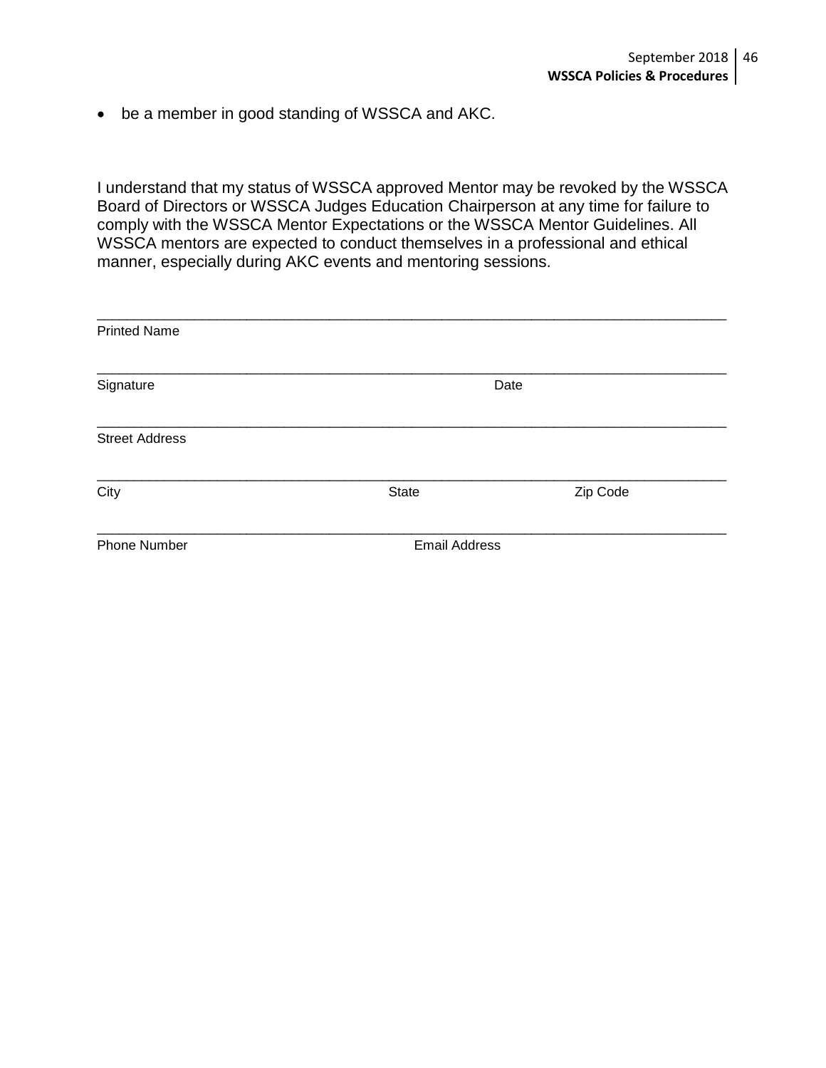- be a member in good standing of WSSCA and AKC.

I understand that my status of WSSCA approved Mentor may be revoked by the WSSCA Board of Directors or WSSCA Judges Education Chairperson at any time for failure to comply with the WSSCA Mentor Expectations or the WSSCA Mentor Guidelines. All WSSCA mentors are expected to conduct themselves in a professional and ethical manner, especially during AKC events and mentoring sessions.

\_\_\_\_\_\_\_\_\_\_\_\_\_\_\_\_\_\_\_\_\_\_\_\_\_\_\_\_\_\_\_\_\_\_\_\_\_\_\_\_\_\_\_\_\_\_\_\_\_\_\_\_\_\_\_\_\_\_\_\_\_\_\_\_\_\_\_\_\_\_

Printed Name

\_\_\_\_\_\_\_\_\_\_\_\_\_\_\_\_\_\_\_\_\_\_\_\_\_\_\_\_\_\_\_\_\_\_\_\_\_\_\_\_\_\_\_\_\_\_\_\_\_\_\_\_\_\_\_\_\_\_\_\_\_\_\_\_\_\_\_\_\_\_

Signature Date

\_\_\_\_\_\_\_\_\_\_\_\_\_\_\_\_\_\_\_\_\_\_\_\_\_\_\_\_\_\_\_\_\_\_\_\_\_\_\_\_\_\_\_\_\_\_\_\_\_\_\_\_\_\_\_\_\_\_\_\_\_\_\_\_\_\_\_\_\_\_

Street Address

\_\_\_\_\_\_\_\_\_\_\_\_\_\_\_\_\_\_\_\_\_\_\_\_\_\_\_\_\_\_\_\_\_\_\_\_\_\_\_\_\_\_\_\_\_\_\_\_\_\_\_\_\_\_\_\_\_\_\_\_\_\_\_\_\_\_\_\_\_\_

City State Zip Code

\_\_\_\_\_\_\_\_\_\_\_\_\_\_\_\_\_\_\_\_\_\_\_\_\_\_\_\_\_\_\_\_\_\_\_\_\_\_\_\_\_\_\_\_\_\_\_\_\_\_\_\_\_\_\_\_\_\_\_\_\_\_\_\_\_\_\_\_\_\_

Phone Number Email Address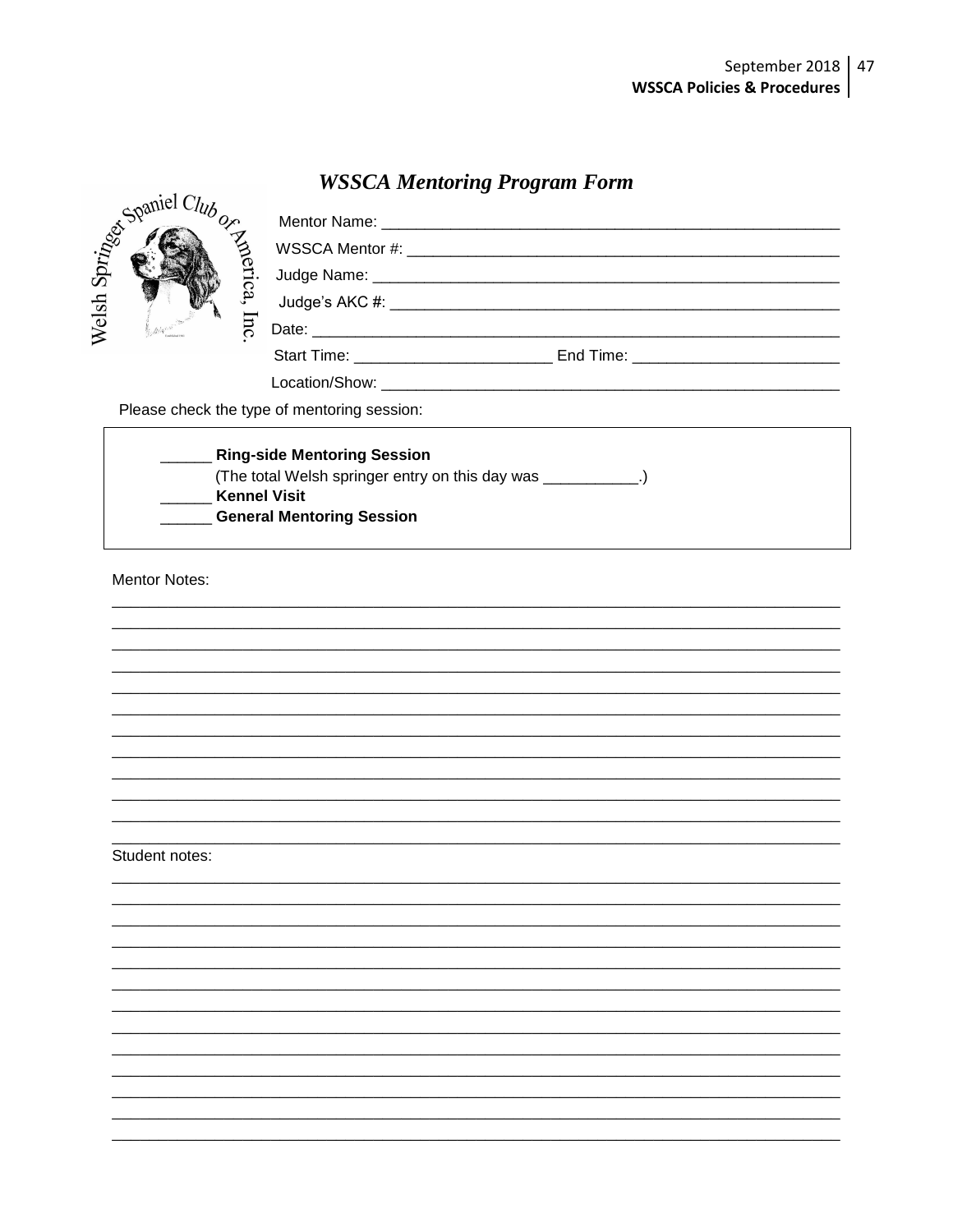## *WSSCA Mentoring Program Form*

Mentor Name: ____________________________________________________

WSSCA Mentor #: __________________________________________________

Judge Name: _____________________________________________________

Judge's AKC #: ___________________________________________________

Date: ___________________________________________________________

Start Time: ______________________ End Time: _______________________

Location/Show: ____________________________________________________

Please check the type of mentoring session:

______ **Ring-side Mentoring Session**
(The total Welsh springer entry on this day was ___________.)
______ **Kennel Visit**
______ **General Mentoring Session**

Mentor Notes:

_______________________________________________________________________________
_______________________________________________________________________________
_______________________________________________________________________________
_______________________________________________________________________________
_______________________________________________________________________________
_______________________________________________________________________________
_______________________________________________________________________________
_______________________________________________________________________________
_______________________________________________________________________________
_______________________________________________________________________________
_______________________________________________________________________________
_______________________________________________________________________________

Student notes:

_______________________________________________________________________________
_______________________________________________________________________________
_______________________________________________________________________________
_______________________________________________________________________________
_______________________________________________________________________________
_______________________________________________________________________________
_______________________________________________________________________________
_______________________________________________________________________________
_______________________________________________________________________________
_______________________________________________________________________________
_______________________________________________________________________________
_______________________________________________________________________________
_______________________________________________________________________________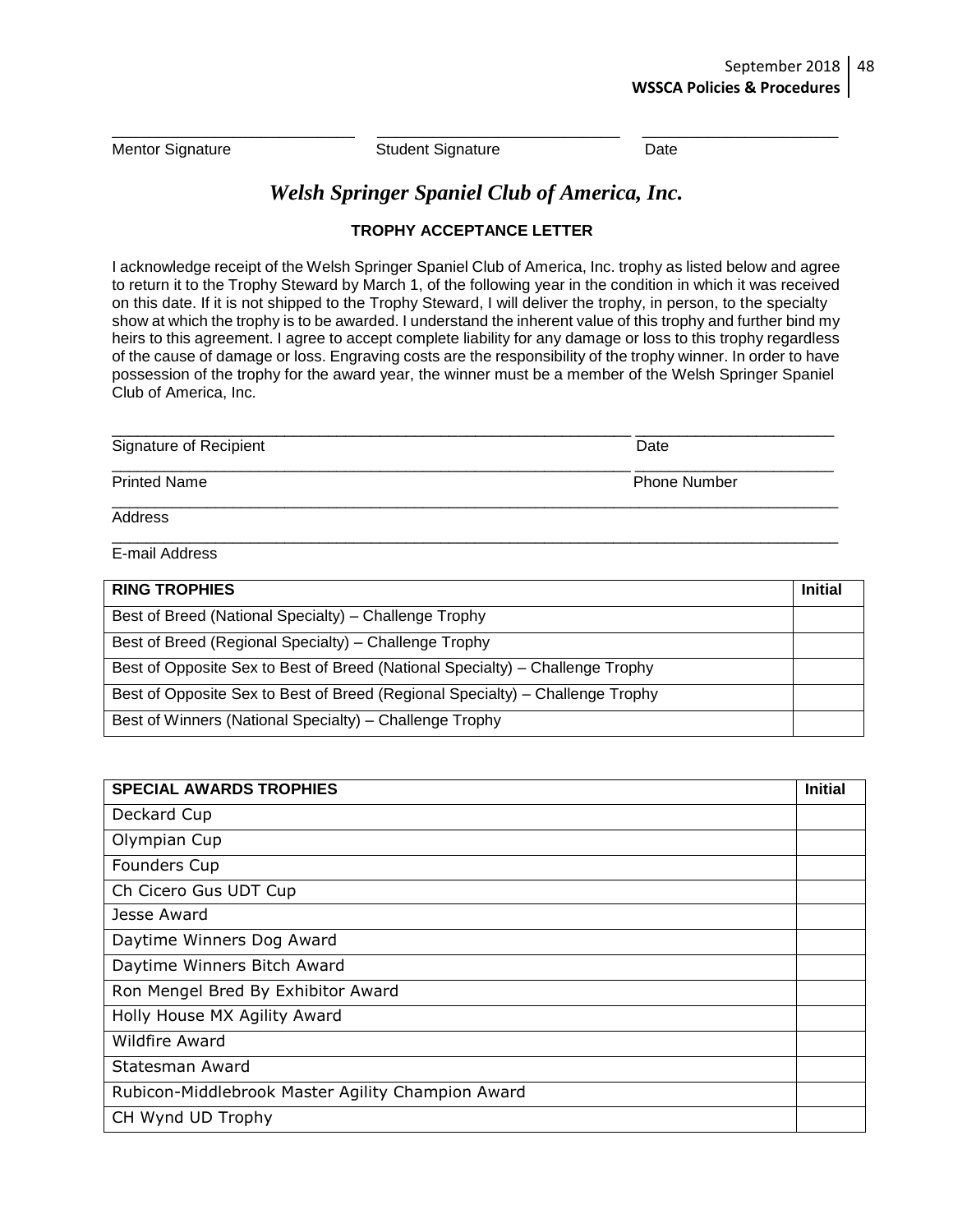\_\_\_\_\_\_\_\_\_\_\_\_\_\_\_\_\_\_\_\_\_\_\_\_\_\_\_\_ \_\_\_\_\_\_\_\_\_\_\_\_\_\_\_\_\_\_\_\_\_\_\_\_\_\_\_\_ \_\_\_\_\_\_\_\_\_\_\_\_\_\_\_\_\_\_\_\_\_\_

Mentor Signature Student Signature Date

# *Welsh Springer Spaniel Club of America, Inc.*

## TROPHY ACCEPTANCE LETTER

I acknowledge receipt of the Welsh Springer Spaniel Club of America, Inc. trophy as listed below and agree to return it to the Trophy Steward by March 1, of the following year in the condition in which it was received on this date. If it is not shipped to the Trophy Steward, I will deliver the trophy, in person, to the specialty show at which the trophy is to be awarded. I understand the inherent value of this trophy and further bind my heirs to this agreement. I agree to accept complete liability for any damage or loss to this trophy regardless of the cause of damage or loss. Engraving costs are the responsibility of the trophy winner. In order to have possession of the trophy for the award year, the winner must be a member of the Welsh Springer Spaniel Club of America, Inc.

\_\_\_\_\_\_\_\_\_\_\_\_\_\_\_\_\_\_\_\_\_\_\_\_\_\_\_\_\_\_\_\_\_\_\_\_\_\_\_\_\_\_\_\_\_\_\_\_\_\_\_\_ \_\_\_\_\_\_\_\_\_\_\_\_\_\_\_\_\_\_\_\_\_\_

Signature of Recipient Date

\_\_\_\_\_\_\_\_\_\_\_\_\_\_\_\_\_\_\_\_\_\_\_\_\_\_\_\_\_\_\_\_\_\_\_\_\_\_\_\_\_\_\_\_\_\_\_\_\_\_\_\_ \_\_\_\_\_\_\_\_\_\_\_\_\_\_\_\_\_\_\_\_\_\_

Printed Name Phone Number

\_\_\_\_\_\_\_\_\_\_\_\_\_\_\_\_\_\_\_\_\_\_\_\_\_\_\_\_\_\_\_\_\_\_\_\_\_\_\_\_\_\_\_\_\_\_\_\_\_\_\_\_\_\_\_\_\_\_\_\_\_\_\_\_\_\_\_\_\_\_\_\_\_\_

Address

\_\_\_\_\_\_\_\_\_\_\_\_\_\_\_\_\_\_\_\_\_\_\_\_\_\_\_\_\_\_\_\_\_\_\_\_\_\_\_\_\_\_\_\_\_\_\_\_\_\_\_\_\_\_\_\_\_\_\_\_\_\_\_\_\_\_\_\_\_\_\_\_\_\_

E-mail Address

| RING TROPHIES | Initial |
|---|---|
| Best of Breed (National Specialty) – Challenge Trophy | |
| Best of Breed (Regional Specialty) – Challenge Trophy | |
| Best of Opposite Sex to Best of Breed (National Specialty) – Challenge Trophy | |
| Best of Opposite Sex to Best of Breed (Regional Specialty) – Challenge Trophy | |
| Best of Winners (National Specialty) – Challenge Trophy | |

| SPECIAL AWARDS TROPHIES | Initial |
|---|---|
| Deckard Cup | |
| Olympian Cup | |
| Founders Cup | |
| Ch Cicero Gus UDT Cup | |
| Jesse Award | |
| Daytime Winners Dog Award | |
| Daytime Winners Bitch Award | |
| Ron Mengel Bred By Exhibitor Award | |
| Holly House MX Agility Award | |
| Wildfire Award | |
| Statesman Award | |
| Rubicon-Middlebrook Master Agility Champion Award | |
| CH Wynd UD Trophy | |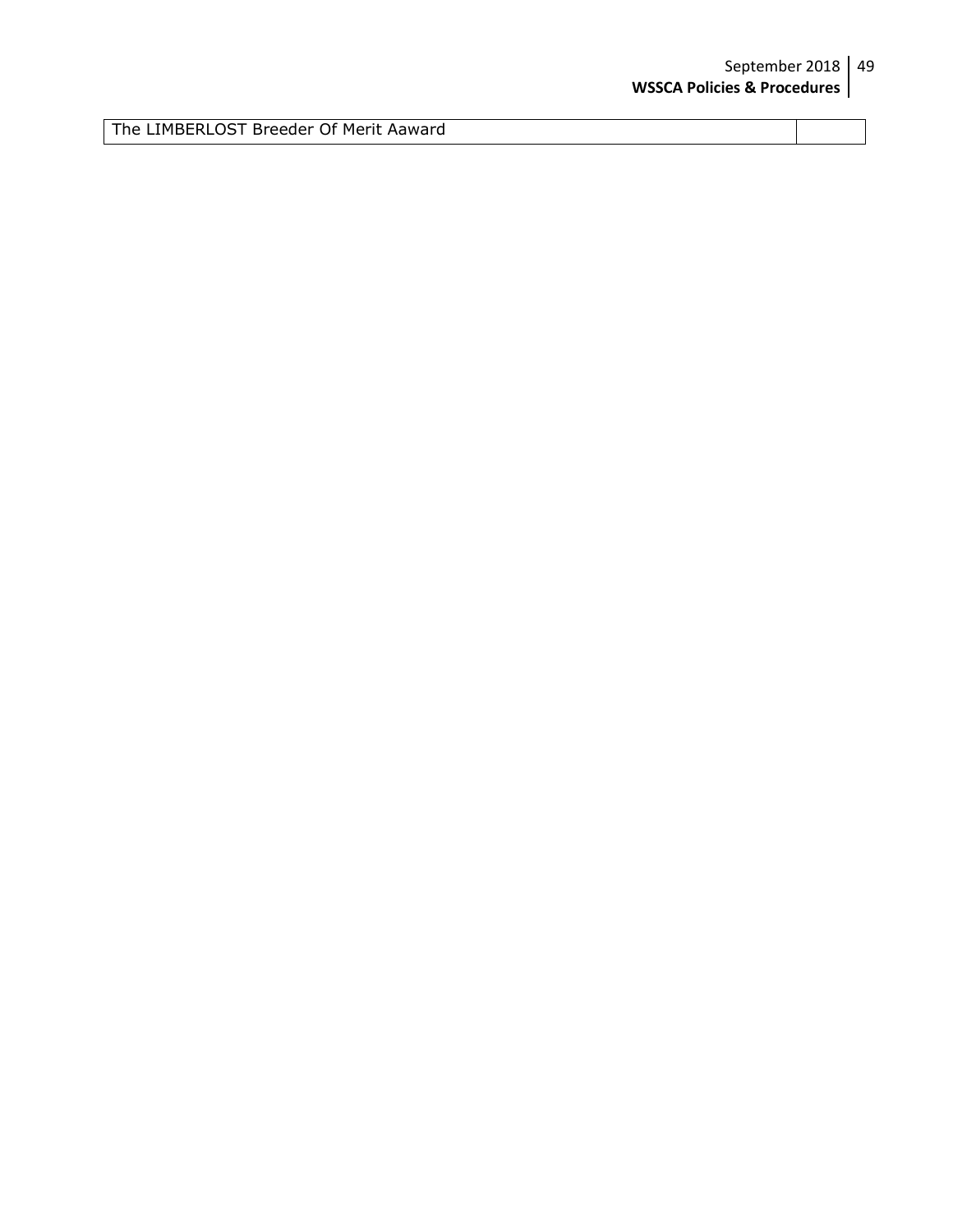| | |
|---|---|
| The LIMBERLOST Breeder Of Merit Aaward | |